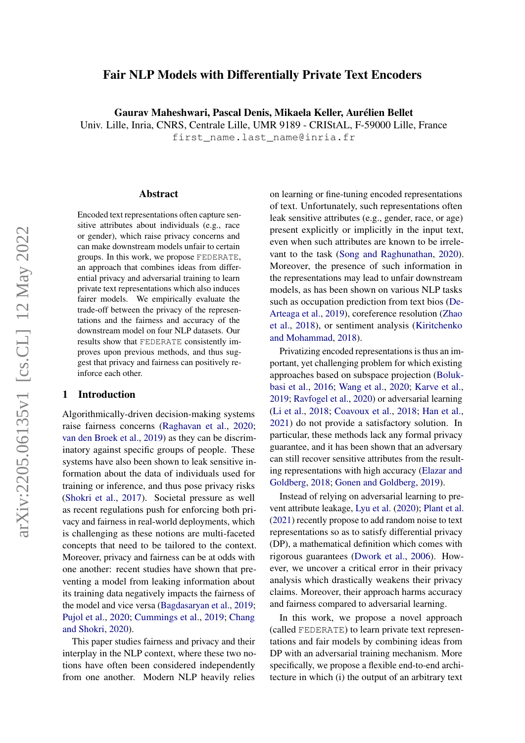# Fair NLP Models with Differentially Private Text Encoders

**Gaurav Maheshwari, Pascal Denis, Mikaela Keller, Aurélien Bellet**
Univ. Lille, Inria, CNRS, Centrale Lille, UMR 9189 - CRIStAL, F-59000 Lille, France
first_name.last_name@inria.fr

## Abstract

Encoded text representations often capture sensitive attributes about individuals (e.g., race or gender), which raise privacy concerns and can make downstream models unfair to certain groups. In this work, we propose FEDERATE, an approach that combines ideas from differential privacy and adversarial training to learn private text representations which also induces fairer models. We empirically evaluate the trade-off between the privacy of the representations and the fairness and accuracy of the downstream model on four NLP datasets. Our results show that FEDERATE consistently improves upon previous methods, and thus suggest that privacy and fairness can positively reinforce each other.

## 1 Introduction

Algorithmically-driven decision-making systems raise fairness concerns (Raghavan et al., 2020; van den Broek et al., 2019) as they can be discriminatory against specific groups of people. These systems have also been shown to leak sensitive information about the data of individuals used for training or inference, and thus pose privacy risks (Shokri et al., 2017). Societal pressure as well as recent regulations push for enforcing both privacy and fairness in real-world deployments, which is challenging as these notions are multi-faceted concepts that need to be tailored to the context. Moreover, privacy and fairness can be at odds with one another: recent studies have shown that preventing a model from leaking information about its training data negatively impacts the fairness of the model and vice versa (Bagdasaryan et al., 2019; Pujol et al., 2020; Cummings et al., 2019; Chang and Shokri, 2020).

This paper studies fairness and privacy and their interplay in the NLP context, where these two notions have often been considered independently from one another. Modern NLP heavily relies on learning or fine-tuning encoded representations of text. Unfortunately, such representations often leak sensitive attributes (e.g., gender, race, or age) present explicitly or implicitly in the input text, even when such attributes are known to be irrelevant to the task (Song and Raghunathan, 2020). Moreover, the presence of such information in the representations may lead to unfair downstream models, as has been shown on various NLP tasks such as occupation prediction from text bios (De-Arteaga et al., 2019), coreference resolution (Zhao et al., 2018), or sentiment analysis (Kiritchenko and Mohammad, 2018).

Privatizing encoded representations is thus an important, yet challenging problem for which existing approaches based on subspace projection (Bolukbasi et al., 2016; Wang et al., 2020; Karve et al., 2019; Ravfogel et al., 2020) or adversarial learning (Li et al., 2018; Coavoux et al., 2018; Han et al., 2021) do not provide a satisfactory solution. In particular, these methods lack any formal privacy guarantee, and it has been shown that an adversary can still recover sensitive attributes from the resulting representations with high accuracy (Elazar and Goldberg, 2018; Gonen and Goldberg, 2019).

Instead of relying on adversarial learning to prevent attribute leakage, Lyu et al. (2020); Plant et al. (2021) recently propose to add random noise to text representations so as to satisfy differential privacy (DP), a mathematical definition which comes with rigorous guarantees (Dwork et al., 2006). However, we uncover a critical error in their privacy analysis which drastically weakens their privacy claims. Moreover, their approach harms accuracy and fairness compared to adversarial learning.

In this work, we propose a novel approach (called FEDERATE) to learn private text representations and fair models by combining ideas from DP with an adversarial training mechanism. More specifically, we propose a flexible end-to-end architecture in which (i) the output of an arbitrary text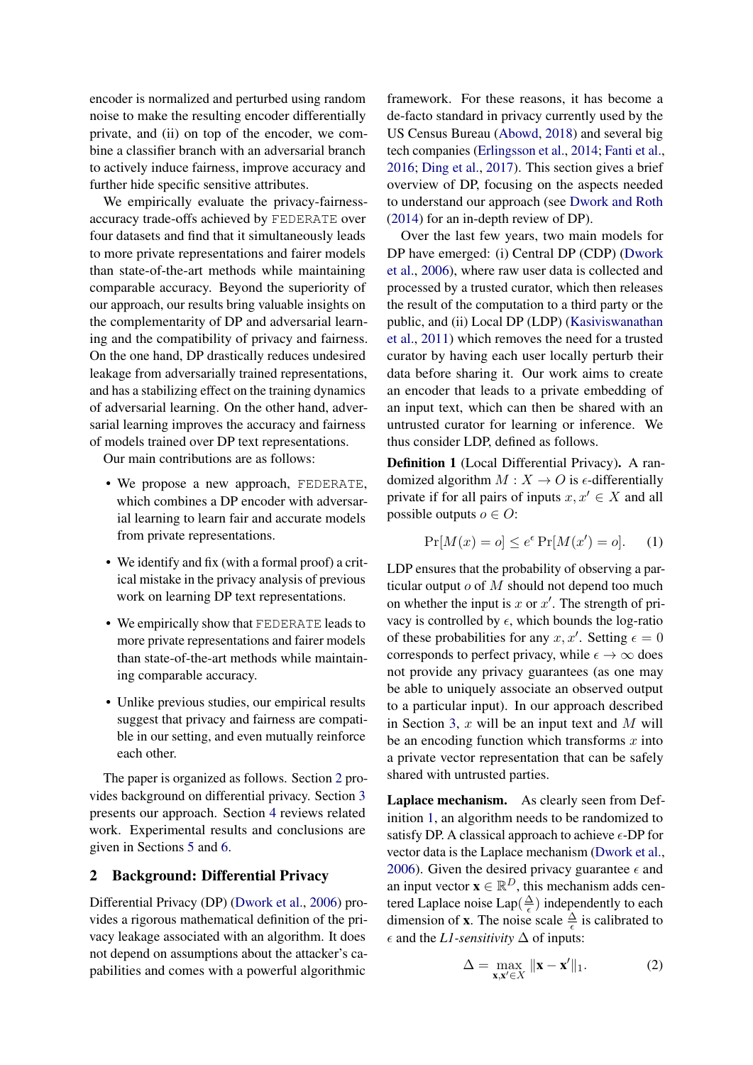encoder is normalized and perturbed using random noise to make the resulting encoder differentially private, and (ii) on top of the encoder, we combine a classifier branch with an adversarial branch to actively induce fairness, improve accuracy and further hide specific sensitive attributes.

We empirically evaluate the privacy-fairness-accuracy trade-offs achieved by `FEDERATE` over four datasets and find that it simultaneously leads to more private representations and fairer models than state-of-the-art methods while maintaining comparable accuracy. Beyond the superiority of our approach, our results bring valuable insights on the complementarity of DP and adversarial learning and the compatibility of privacy and fairness. On the one hand, DP drastically reduces undesired leakage from adversarially trained representations, and has a stabilizing effect on the training dynamics of adversarial learning. On the other hand, adversarial learning improves the accuracy and fairness of models trained over DP text representations.

Our main contributions are as follows:

- We propose a new approach, `FEDERATE`, which combines a DP encoder with adversarial learning to learn fair and accurate models from private representations.
- We identify and fix (with a formal proof) a critical mistake in the privacy analysis of previous work on learning DP text representations.
- We empirically show that `FEDERATE` leads to more private representations and fairer models than state-of-the-art methods while maintaining comparable accuracy.
- Unlike previous studies, our empirical results suggest that privacy and fairness are compatible in our setting, and even mutually reinforce each other.

The paper is organized as follows. Section 2 provides background on differential privacy. Section 3 presents our approach. Section 4 reviews related work. Experimental results and conclusions are given in Sections 5 and 6.

## 2 Background: Differential Privacy

Differential Privacy (DP) (Dwork et al., 2006) provides a rigorous mathematical definition of the privacy leakage associated with an algorithm. It does not depend on assumptions about the attacker's capabilities and comes with a powerful algorithmic framework. For these reasons, it has become a de-facto standard in privacy currently used by the US Census Bureau (Abowd, 2018) and several big tech companies (Erlingsson et al., 2014; Fanti et al., 2016; Ding et al., 2017). This section gives a brief overview of DP, focusing on the aspects needed to understand our approach (see Dwork and Roth (2014) for an in-depth review of DP).

Over the last few years, two main models for DP have emerged: (i) Central DP (CDP) (Dwork et al., 2006), where raw user data is collected and processed by a trusted curator, which then releases the result of the computation to a third party or the public, and (ii) Local DP (LDP) (Kasiviswanathan et al., 2011) which removes the need for a trusted curator by having each user locally perturb their data before sharing it. Our work aims to create an encoder that leads to a private embedding of an input text, which can then be shared with an untrusted curator for learning or inference. We thus consider LDP, defined as follows.

**Definition 1** (Local Differential Privacy)**.** A randomized algorithm $M : X \to O$ is $\epsilon$-differentially private if for all pairs of inputs $x, x' \in X$ and all possible outputs $o \in O$:

$$\Pr[M(x) = o] \leq e^{\epsilon} \Pr[M(x') = o]. \quad (1)$$

LDP ensures that the probability of observing a particular output $o$ of $M$ should not depend too much on whether the input is $x$ or $x'$. The strength of privacy is controlled by $\epsilon$, which bounds the log-ratio of these probabilities for any $x, x'$. Setting $\epsilon = 0$ corresponds to perfect privacy, while $\epsilon \to \infty$ does not provide any privacy guarantees (as one may be able to uniquely associate an observed output to a particular input). In our approach described in Section 3, $x$ will be an input text and $M$ will be an encoding function which transforms $x$ into a private vector representation that can be safely shared with untrusted parties.

**Laplace mechanism.** As clearly seen from Definition 1, an algorithm needs to be randomized to satisfy DP. A classical approach to achieve $\epsilon$-DP for vector data is the Laplace mechanism (Dwork et al., 2006). Given the desired privacy guarantee $\epsilon$ and an input vector $\mathbf{x} \in \mathbb{R}^D$, this mechanism adds centered Laplace noise $\text{Lap}(\frac{\Delta}{\epsilon})$ independently to each dimension of $\mathbf{x}$. The noise scale $\frac{\Delta}{\epsilon}$ is calibrated to $\epsilon$ and the *L1-sensitivity* $\Delta$ of inputs:

$$\Delta = \max_{\mathbf{x}, \mathbf{x}' \in X} \|\mathbf{x} - \mathbf{x}'\|_1. \quad (2)$$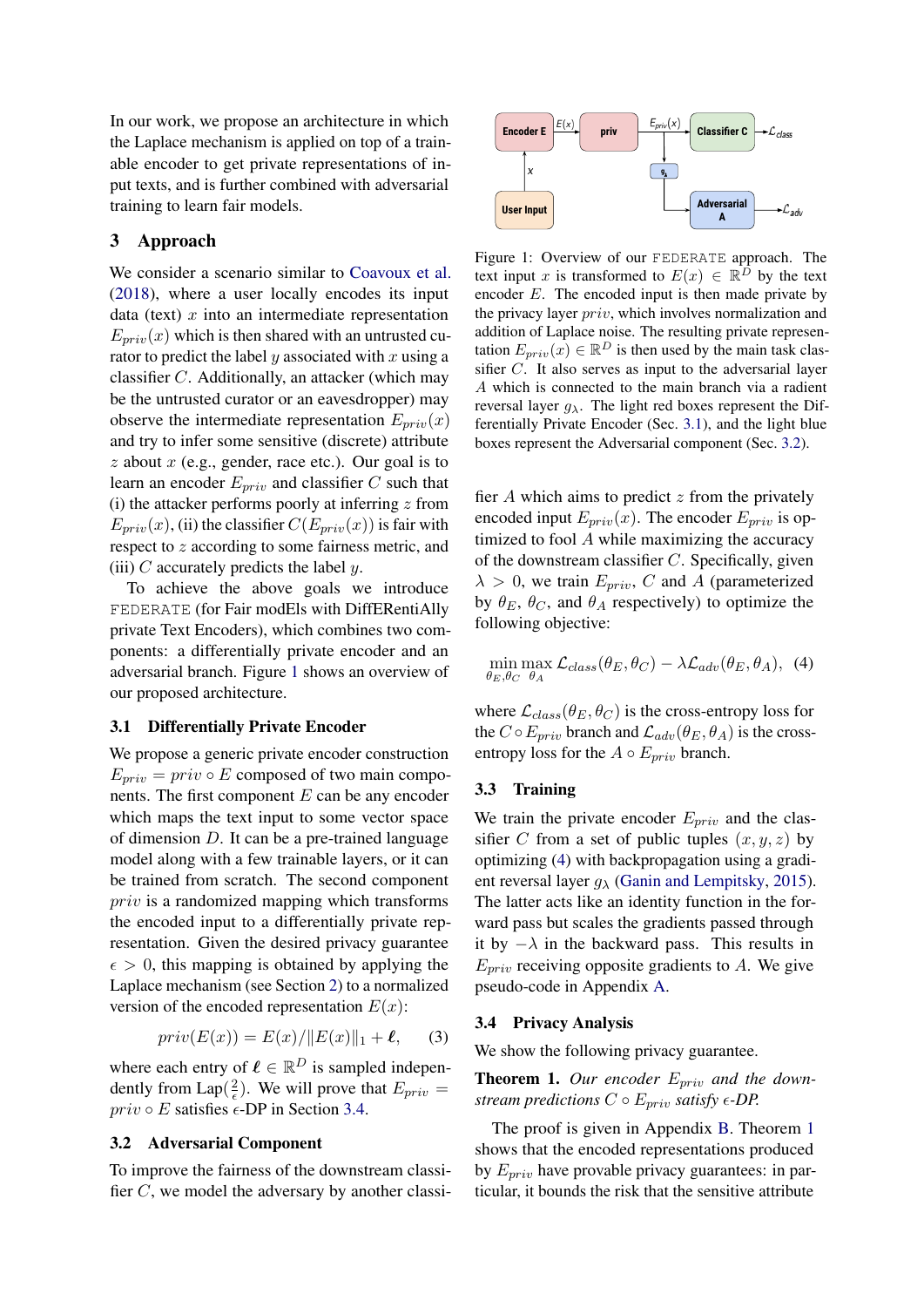In our work, we propose an architecture in which the Laplace mechanism is applied on top of a trainable encoder to get private representations of input texts, and is further combined with adversarial training to learn fair models.

## 3 Approach

We consider a scenario similar to Coavoux et al. (2018), where a user locally encodes its input data (text) $x$ into an intermediate representation $E_{priv}(x)$ which is then shared with an untrusted curator to predict the label $y$ associated with $x$ using a classifier $C$. Additionally, an attacker (which may be the untrusted curator or an eavesdropper) may observe the intermediate representation $E_{priv}(x)$ and try to infer some sensitive (discrete) attribute $z$ about $x$ (e.g., gender, race etc.). Our goal is to learn an encoder $E_{priv}$ and classifier $C$ such that (i) the attacker performs poorly at inferring $z$ from $E_{priv}(x)$, (ii) the classifier $C(E_{priv}(x))$ is fair with respect to $z$ according to some fairness metric, and (iii) $C$ accurately predicts the label $y$.

To achieve the above goals we introduce FEDERATE (for Fair modEls with DiffERentiAlly private Text Encoders), which combines two components: a differentially private encoder and an adversarial branch. Figure 1 shows an overview of our proposed architecture.

Encoder E
$E(x)$
priv
$E_{priv}(x)$
Classifier C
$\mathcal{L}_{class}$
$x$
User Input
$g_\lambda$
Adversarial A
$\mathcal{L}_{adv}$

Figure 1: Overview of our FEDERATE approach. The text input $x$ is transformed to $E(x) \in \mathbb{R}^D$ by the text encoder $E$. The encoded input is then made private by the privacy layer $priv$, which involves normalization and addition of Laplace noise. The resulting private representation $E_{priv}(x) \in \mathbb{R}^D$ is then used by the main task classifier $C$. It also serves as input to the adversarial layer $A$ which is connected to the main branch via a radient reversal layer $g_\lambda$. The light red boxes represent the Differentially Private Encoder (Sec. 3.1), and the light blue boxes represent the Adversarial component (Sec. 3.2).

### 3.1 Differentially Private Encoder

We propose a generic private encoder construction $E_{priv} = priv \circ E$ composed of two main components. The first component $E$ can be any encoder which maps the text input to some vector space of dimension $D$. It can be a pre-trained language model along with a few trainable layers, or it can be trained from scratch. The second component $priv$ is a randomized mapping which transforms the encoded input to a differentially private representation. Given the desired privacy guarantee $\epsilon > 0$, this mapping is obtained by applying the Laplace mechanism (see Section 2) to a normalized version of the encoded representation $E(x)$:

$$priv(E(x)) = E(x)/\|E(x)\|_1 + \boldsymbol{\ell}, \quad (3)$$

where each entry of $\boldsymbol{\ell} \in \mathbb{R}^D$ is sampled independently from $\text{Lap}(\frac{2}{\epsilon})$. We will prove that $E_{priv} = priv \circ E$ satisfies $\epsilon$-DP in Section 3.4.

### 3.2 Adversarial Component

To improve the fairness of the downstream classifier $C$, we model the adversary by another classifier $A$ which aims to predict $z$ from the privately encoded input $E_{priv}(x)$. The encoder $E_{priv}$ is optimized to fool $A$ while maximizing the accuracy of the downstream classifier $C$. Specifically, given $\lambda > 0$, we train $E_{priv}$, $C$ and $A$ (parameterized by $\theta_E$, $\theta_C$, and $\theta_A$ respectively) to optimize the following objective:

$$\min_{\theta_E, \theta_C} \max_{\theta_A} \mathcal{L}_{class}(\theta_E, \theta_C) - \lambda \mathcal{L}_{adv}(\theta_E, \theta_A), \quad (4)$$

where $\mathcal{L}_{class}(\theta_E, \theta_C)$ is the cross-entropy loss for the $C \circ E_{priv}$ branch and $\mathcal{L}_{adv}(\theta_E, \theta_A)$ is the cross-entropy loss for the $A \circ E_{priv}$ branch.

### 3.3 Training

We train the private encoder $E_{priv}$ and the classifier $C$ from a set of public tuples $(x, y, z)$ by optimizing (4) with backpropagation using a gradient reversal layer $g_\lambda$ (Ganin and Lempitsky, 2015). The latter acts like an identity function in the forward pass but scales the gradients passed through it by $-\lambda$ in the backward pass. This results in $E_{priv}$ receiving opposite gradients to $A$. We give pseudo-code in Appendix A.

### 3.4 Privacy Analysis

We show the following privacy guarantee.

**Theorem 1.** *Our encoder $E_{priv}$ and the downstream predictions $C \circ E_{priv}$ satisfy $\epsilon$-DP.*

The proof is given in Appendix B. Theorem 1 shows that the encoded representations produced by $E_{priv}$ have provable privacy guarantees: in particular, it bounds the risk that the sensitive attribute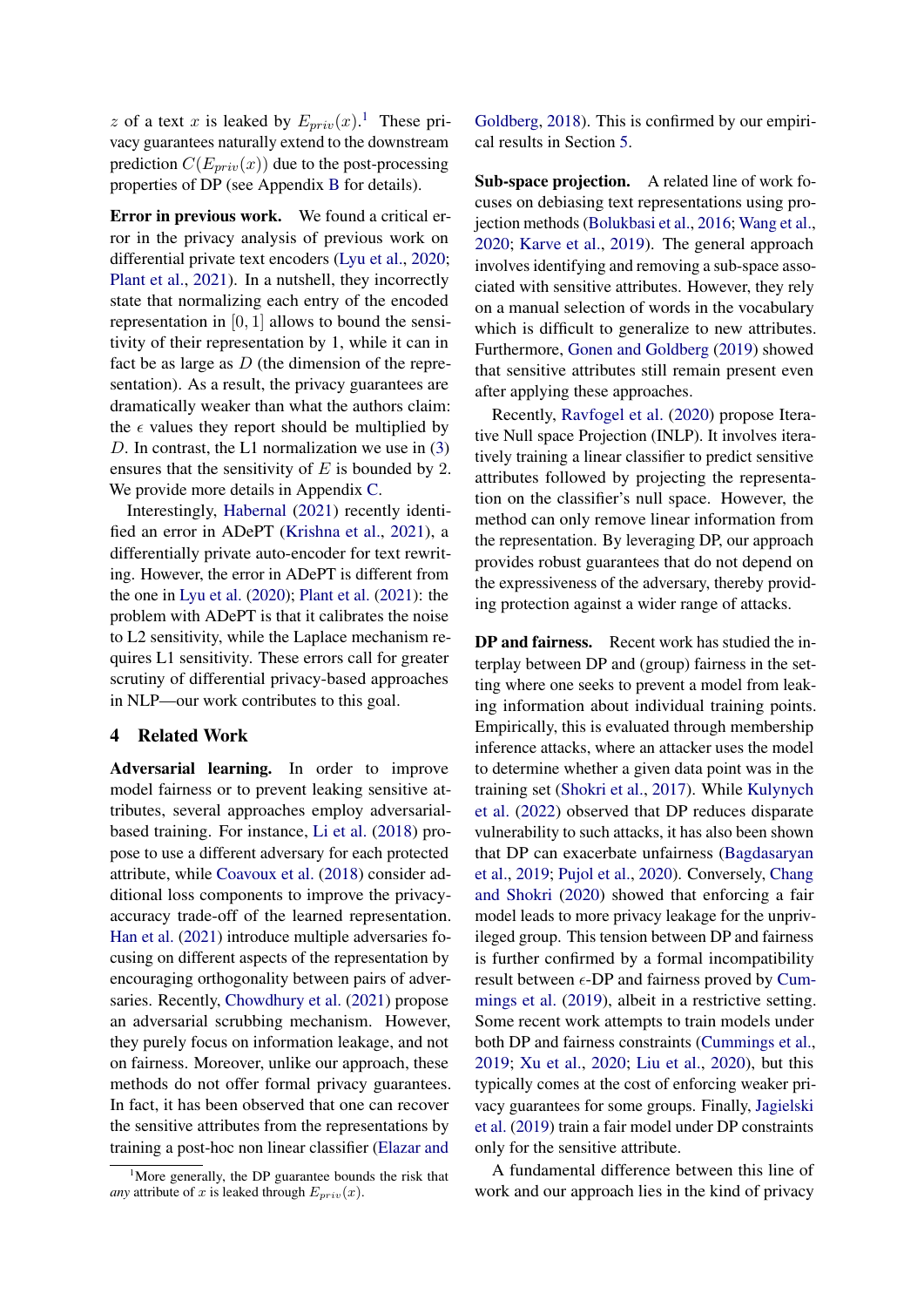$z$ of a text $x$ is leaked by $E_{priv}(x)$.[1] These privacy guarantees naturally extend to the downstream prediction $C(E_{priv}(x))$ due to the post-processing properties of DP (see Appendix B for details).

**Error in previous work.** We found a critical error in the privacy analysis of previous work on differential private text encoders (Lyu et al., 2020; Plant et al., 2021). In a nutshell, they incorrectly state that normalizing each entry of the encoded representation in $[0, 1]$ allows to bound the sensitivity of their representation by 1, while it can in fact be as large as $D$ (the dimension of the representation). As a result, the privacy guarantees are dramatically weaker than what the authors claim: the $\epsilon$ values they report should be multiplied by $D$. In contrast, the L1 normalization we use in (3) ensures that the sensitivity of $E$ is bounded by 2. We provide more details in Appendix C.

Interestingly, Habernal (2021) recently identified an error in ADePT (Krishna et al., 2021), a differentially private auto-encoder for text rewriting. However, the error in ADePT is different from the one in Lyu et al. (2020); Plant et al. (2021): the problem with ADePT is that it calibrates the noise to L2 sensitivity, while the Laplace mechanism requires L1 sensitivity. These errors call for greater scrutiny of differential privacy-based approaches in NLP—our work contributes to this goal.

## 4 Related Work

**Adversarial learning.** In order to improve model fairness or to prevent leaking sensitive attributes, several approaches employ adversarial-based training. For instance, Li et al. (2018) propose to use a different adversary for each protected attribute, while Coavoux et al. (2018) consider additional loss components to improve the privacy-accuracy trade-off of the learned representation. Han et al. (2021) introduce multiple adversaries focusing on different aspects of the representation by encouraging orthogonality between pairs of adversaries. Recently, Chowdhury et al. (2021) propose an adversarial scrubbing mechanism. However, they purely focus on information leakage, and not on fairness. Moreover, unlike our approach, these methods do not offer formal privacy guarantees. In fact, it has been observed that one can recover the sensitive attributes from the representations by training a post-hoc non linear classifier (Elazar and Goldberg, 2018). This is confirmed by our empirical results in Section 5.

**Sub-space projection.** A related line of work focuses on debiasing text representations using projection methods (Bolukbasi et al., 2016; Wang et al., 2020; Karve et al., 2019). The general approach involves identifying and removing a sub-space associated with sensitive attributes. However, they rely on a manual selection of words in the vocabulary which is difficult to generalize to new attributes. Furthermore, Gonen and Goldberg (2019) showed that sensitive attributes still remain present even after applying these approaches.

Recently, Ravfogel et al. (2020) propose Iterative Null space Projection (INLP). It involves iteratively training a linear classifier to predict sensitive attributes followed by projecting the representation on the classifier's null space. However, the method can only remove linear information from the representation. By leveraging DP, our approach provides robust guarantees that do not depend on the expressiveness of the adversary, thereby providing protection against a wider range of attacks.

**DP and fairness.** Recent work has studied the interplay between DP and (group) fairness in the setting where one seeks to prevent a model from leaking information about individual training points. Empirically, this is evaluated through membership inference attacks, where an attacker uses the model to determine whether a given data point was in the training set (Shokri et al., 2017). While Kulynych et al. (2022) observed that DP reduces disparate vulnerability to such attacks, it has also been shown that DP can exacerbate unfairness (Bagdasaryan et al., 2019; Pujol et al., 2020). Conversely, Chang and Shokri (2020) showed that enforcing a fair model leads to more privacy leakage for the unprivileged group. This tension between DP and fairness is further confirmed by a formal incompatibility result between $\epsilon$-DP and fairness proved by Cummings et al. (2019), albeit in a restrictive setting. Some recent work attempts to train models under both DP and fairness constraints (Cummings et al., 2019; Xu et al., 2020; Liu et al., 2020), but this typically comes at the cost of enforcing weaker privacy guarantees for some groups. Finally, Jagielski et al. (2019) train a fair model under DP constraints only for the sensitive attribute.

A fundamental difference between this line of work and our approach lies in the kind of privacy

[1] More generally, the DP guarantee bounds the risk that *any* attribute of $x$ is leaked through $E_{priv}(x)$.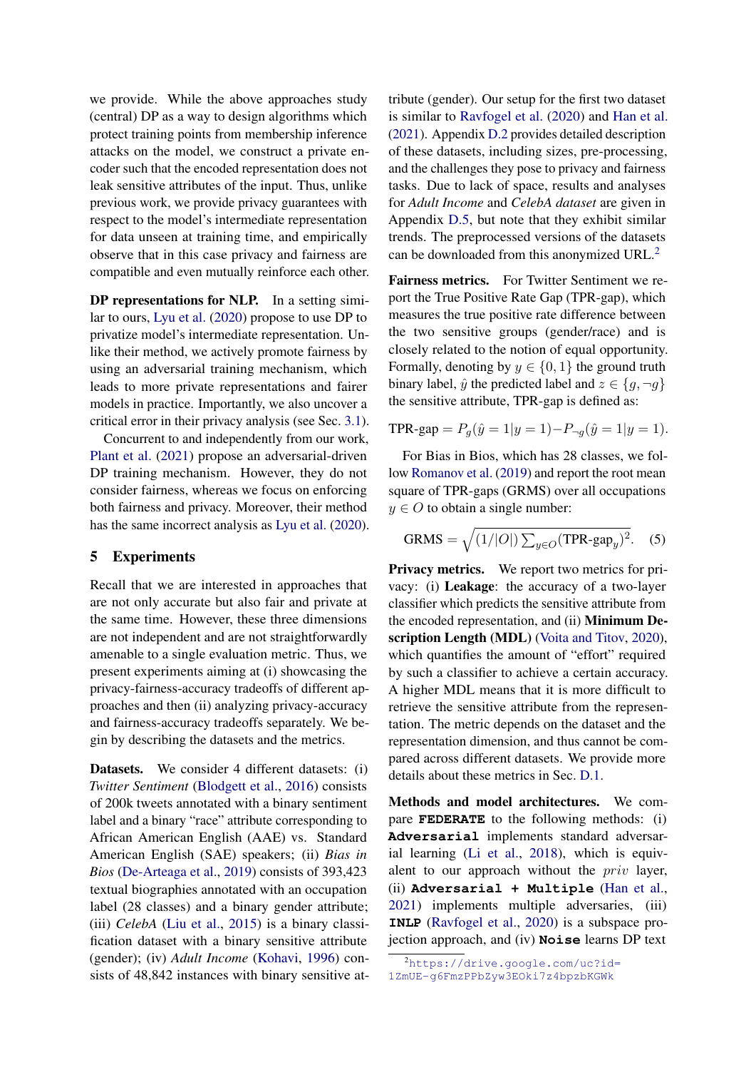we provide. While the above approaches study (central) DP as a way to design algorithms which protect training points from membership inference attacks on the model, we construct a private encoder such that the encoded representation does not leak sensitive attributes of the input. Thus, unlike previous work, we provide privacy guarantees with respect to the model's intermediate representation for data unseen at training time, and empirically observe that in this case privacy and fairness are compatible and even mutually reinforce each other.

**DP representations for NLP.** In a setting similar to ours, Lyu et al. (2020) propose to use DP to privatize model's intermediate representation. Unlike their method, we actively promote fairness by using an adversarial training mechanism, which leads to more private representations and fairer models in practice. Importantly, we also uncover a critical error in their privacy analysis (see Sec. 3.1).

Concurrent to and independently from our work, Plant et al. (2021) propose an adversarial-driven DP training mechanism. However, they do not consider fairness, whereas we focus on enforcing both fairness and privacy. Moreover, their method has the same incorrect analysis as Lyu et al. (2020).

## 5 Experiments

Recall that we are interested in approaches that are not only accurate but also fair and private at the same time. However, these three dimensions are not independent and are not straightforwardly amenable to a single evaluation metric. Thus, we present experiments aiming at (i) showcasing the privacy-fairness-accuracy tradeoffs of different approaches and then (ii) analyzing privacy-accuracy and fairness-accuracy tradeoffs separately. We begin by describing the datasets and the metrics.

**Datasets.** We consider 4 different datasets: (i) *Twitter Sentiment* (Blodgett et al., 2016) consists of 200k tweets annotated with a binary sentiment label and a binary "race" attribute corresponding to African American English (AAE) vs. Standard American English (SAE) speakers; (ii) *Bias in Bios* (De-Arteaga et al., 2019) consists of 393,423 textual biographies annotated with an occupation label (28 classes) and a binary gender attribute; (iii) *CelebA* (Liu et al., 2015) is a binary classification dataset with a binary sensitive attribute (gender); (iv) *Adult Income* (Kohavi, 1996) consists of 48,842 instances with binary sensitive attribute (gender). Our setup for the first two dataset is similar to Ravfogel et al. (2020) and Han et al. (2021). Appendix D.2 provides detailed description of these datasets, including sizes, pre-processing, and the challenges they pose to privacy and fairness tasks. Due to lack of space, results and analyses for *Adult Income* and *CelebA dataset* are given in Appendix D.5, but note that they exhibit similar trends. The preprocessed versions of the datasets can be downloaded from this anonymized URL.[2]

**Fairness metrics.** For Twitter Sentiment we report the True Positive Rate Gap (TPR-gap), which measures the true positive rate difference between the two sensitive groups (gender/race) and is closely related to the notion of equal opportunity. Formally, denoting by $y \in \{0, 1\}$ the ground truth binary label, $\hat{y}$ the predicted label and $z \in \{g, \neg g\}$ the sensitive attribute, TPR-gap is defined as:

$$\text{TPR-gap} = P_g(\hat{y} = 1 | y = 1) - P_{\neg g}(\hat{y} = 1 | y = 1).$$

For Bias in Bios, which has 28 classes, we follow Romanov et al. (2019) and report the root mean square of TPR-gaps (GRMS) over all occupations $y \in O$ to obtain a single number:

$$\text{GRMS} = \sqrt{(1/|O|) \sum_{y \in O} (\text{TPR-gap}_y)^2}. \quad (5)$$

**Privacy metrics.** We report two metrics for privacy: (i) **Leakage**: the accuracy of a two-layer classifier which predicts the sensitive attribute from the encoded representation, and (ii) **Minimum Description Length (MDL)** (Voita and Titov, 2020), which quantifies the amount of "effort" required by such a classifier to achieve a certain accuracy. A higher MDL means that it is more difficult to retrieve the sensitive attribute from the representation. The metric depends on the dataset and the representation dimension, and thus cannot be compared across different datasets. We provide more details about these metrics in Sec. D.1.

**Methods and model architectures.** We compare **`FEDERATE`** to the following methods: (i) **`Adversarial`** implements standard adversarial learning (Li et al., 2018), which is equivalent to our approach without the $priv$ layer, (ii) **`Adversarial + Multiple`** (Han et al., 2021) implements multiple adversaries, (iii) **`INLP`** (Ravfogel et al., 2020) is a subspace projection approach, and (iv) **`Noise`** learns DP text

[2] https://drive.google.com/uc?id=1ZmUE-g6FmzPPbZyw3EOki7z4bpzbKGWk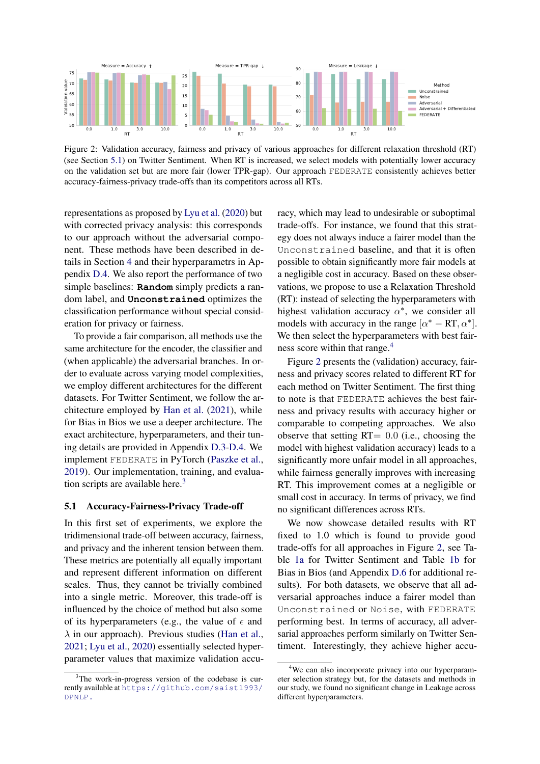Figure 2: Validation accuracy, fairness and privacy of various approaches for different relaxation threshold (RT) (see Section 5.1) on Twitter Sentiment. When RT is increased, we select models with potentially lower accuracy on the validation set but are more fair (lower TPR-gap). Our approach FEDERATE consistently achieves better accuracy-fairness-privacy trade-offs than its competitors across all RTs.

representations as proposed by Lyu et al. (2020) but with corrected privacy analysis: this corresponds to our approach without the adversarial component. These methods have been described in details in Section 4 and their hyperparametrs in Appendix D.4. We also report the performance of two simple baselines: **Random** simply predicts a random label, and **Unconstrained** optimizes the classification performance without special consideration for privacy or fairness.

To provide a fair comparison, all methods use the same architecture for the encoder, the classifier and (when applicable) the adversarial branches. In order to evaluate across varying model complexities, we employ different architectures for the different datasets. For Twitter Sentiment, we follow the architecture employed by Han et al. (2021), while for Bias in Bios we use a deeper architecture. The exact architecture, hyperparameters, and their tuning details are provided in Appendix D.3-D.4. We implement FEDERATE in PyTorch (Paszke et al., 2019). Our implementation, training, and evaluation scripts are available here.[3]

### 5.1 Accuracy-Fairness-Privacy Trade-off

In this first set of experiments, we explore the tridimensional trade-off between accuracy, fairness, and privacy and the inherent tension between them. These metrics are potentially all equally important and represent different information on different scales. Thus, they cannot be trivially combined into a single metric. Moreover, this trade-off is influenced by the choice of method but also some of its hyperparameters (e.g., the value of $\epsilon$ and $\lambda$ in our approach). Previous studies (Han et al., 2021; Lyu et al., 2020) essentially selected hyperparameter values that maximize validation accuracy, which may lead to undesirable or suboptimal trade-offs. For instance, we found that this strategy does not always induce a fairer model than the Unconstrained baseline, and that it is often possible to obtain significantly more fair models at a negligible cost in accuracy. Based on these observations, we propose to use a Relaxation Threshold (RT): instead of selecting the hyperparameters with highest validation accuracy $\alpha^*$, we consider all models with accuracy in the range $[\alpha^* - \text{RT}, \alpha^*]$. We then select the hyperparameters with best fairness score within that range.[4]

Figure 2 presents the (validation) accuracy, fairness and privacy scores related to different RT for each method on Twitter Sentiment. The first thing to note is that FEDERATE achieves the best fairness and privacy results with accuracy higher or comparable to competing approaches. We also observe that setting RT$= 0.0$ (i.e., choosing the model with highest validation accuracy) leads to a significantly more unfair model in all approaches, while fairness generally improves with increasing RT. This improvement comes at a negligible or small cost in accuracy. In terms of privacy, we find no significant differences across RTs.

We now showcase detailed results with RT fixed to 1.0 which is found to provide good trade-offs for all approaches in Figure 2, see Table 1a for Twitter Sentiment and Table 1b for Bias in Bios (and Appendix D.6 for additional results). For both datasets, we observe that all adversarial approaches induce a fairer model than Unconstrained or Noise, with FEDERATE performing best. In terms of accuracy, all adversarial approaches perform similarly on Twitter Sentiment. Interestingly, they achieve higher accu-

[3] The work-in-progress version of the codebase is currently available at https://github.com/saist1993/DPNLP.

[4] We can also incorporate privacy into our hyperparameter selection strategy but, for the datasets and methods in our study, we found no significant change in Leakage across different hyperparameters.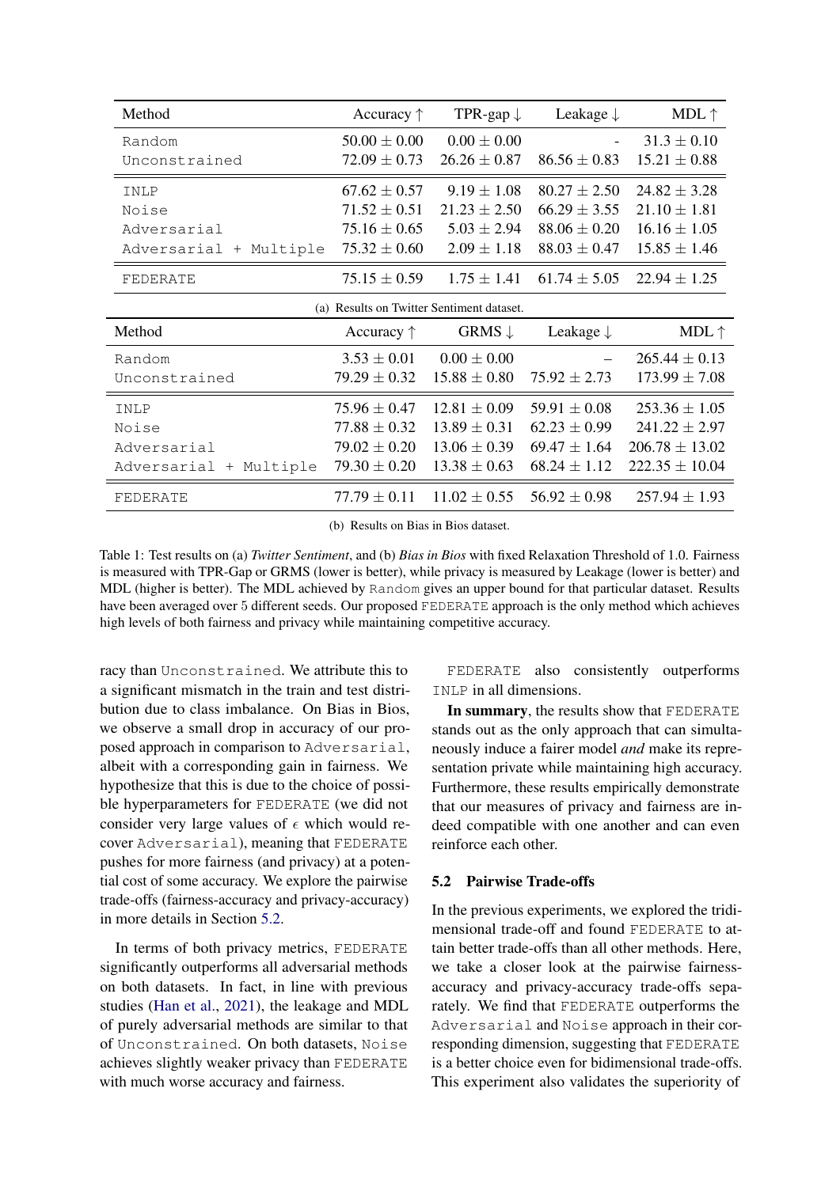| Method | Accuracy ↑ | TPR-gap ↓ | Leakage ↓ | MDL ↑ |
|---|---|---|---|---|
| Random | $50.00 \pm 0.00$ | $0.00 \pm 0.00$ | - | $31.3 \pm 0.10$ |
| Unconstrained | $72.09 \pm 0.73$ | $26.26 \pm 0.87$ | $86.56 \pm 0.83$ | $15.21 \pm 0.88$ |
| INLP | $67.62 \pm 0.57$ | $9.19 \pm 1.08$ | $80.27 \pm 2.50$ | $24.82 \pm 3.28$ |
| Noise | $71.52 \pm 0.51$ | $21.23 \pm 2.50$ | $66.29 \pm 3.55$ | $21.10 \pm 1.81$ |
| Adversarial | $75.16 \pm 0.65$ | $5.03 \pm 2.94$ | $88.06 \pm 0.20$ | $16.16 \pm 1.05$ |
| Adversarial + Multiple | $75.32 \pm 0.60$ | $2.09 \pm 1.18$ | $88.03 \pm 0.47$ | $15.85 \pm 1.46$ |
| FEDERATE | $75.15 \pm 0.59$ | $1.75 \pm 1.41$ | $61.74 \pm 5.05$ | $22.94 \pm 1.25$ |

(a) Results on Twitter Sentiment dataset.

| Method | Accuracy ↑ | GRMS ↓ | Leakage ↓ | MDL ↑ |
|---|---|---|---|---|
| Random | $3.53 \pm 0.01$ | $0.00 \pm 0.00$ | – | $265.44 \pm 0.13$ |
| Unconstrained | $79.29 \pm 0.32$ | $15.88 \pm 0.80$ | $75.92 \pm 2.73$ | $173.99 \pm 7.08$ |
| INLP | $75.96 \pm 0.47$ | $12.81 \pm 0.09$ | $59.91 \pm 0.08$ | $253.36 \pm 1.05$ |
| Noise | $77.88 \pm 0.32$ | $13.89 \pm 0.31$ | $62.23 \pm 0.99$ | $241.22 \pm 2.97$ |
| Adversarial | $79.02 \pm 0.20$ | $13.06 \pm 0.39$ | $69.47 \pm 1.64$ | $206.78 \pm 13.02$ |
| Adversarial + Multiple | $79.30 \pm 0.20$ | $13.38 \pm 0.63$ | $68.24 \pm 1.12$ | $222.35 \pm 10.04$ |
| FEDERATE | $77.79 \pm 0.11$ | $11.02 \pm 0.55$ | $56.92 \pm 0.98$ | $257.94 \pm 1.93$ |

(b) Results on Bias in Bios dataset.

Table 1: Test results on (a) *Twitter Sentiment*, and (b) *Bias in Bios* with fixed Relaxation Threshold of 1.0. Fairness is measured with TPR-Gap or GRMS (lower is better), while privacy is measured by Leakage (lower is better) and MDL (higher is better). The MDL achieved by Random gives an upper bound for that particular dataset. Results have been averaged over 5 different seeds. Our proposed FEDERATE approach is the only method which achieves high levels of both fairness and privacy while maintaining competitive accuracy.

racy than Unconstrained. We attribute this to a significant mismatch in the train and test distribution due to class imbalance. On Bias in Bios, we observe a small drop in accuracy of our proposed approach in comparison to Adversarial, albeit with a corresponding gain in fairness. We hypothesize that this is due to the choice of possible hyperparameters for FEDERATE (we did not consider very large values of $\epsilon$ which would recover Adversarial), meaning that FEDERATE pushes for more fairness (and privacy) at a potential cost of some accuracy. We explore the pairwise trade-offs (fairness-accuracy and privacy-accuracy) in more details in Section 5.2.

In terms of both privacy metrics, FEDERATE significantly outperforms all adversarial methods on both datasets. In fact, in line with previous studies (Han et al., 2021), the leakage and MDL of purely adversarial methods are similar to that of Unconstrained. On both datasets, Noise achieves slightly weaker privacy than FEDERATE with much worse accuracy and fairness.

FEDERATE also consistently outperforms INLP in all dimensions.

**In summary**, the results show that FEDERATE stands out as the only approach that can simultaneously induce a fairer model *and* make its representation private while maintaining high accuracy. Furthermore, these results empirically demonstrate that our measures of privacy and fairness are indeed compatible with one another and can even reinforce each other.

### 5.2 Pairwise Trade-offs

In the previous experiments, we explored the tridimensional trade-off and found FEDERATE to attain better trade-offs than all other methods. Here, we take a closer look at the pairwise fairness-accuracy and privacy-accuracy trade-offs separately. We find that FEDERATE outperforms the Adversarial and Noise approach in their corresponding dimension, suggesting that FEDERATE is a better choice even for bidimensional trade-offs. This experiment also validates the superiority of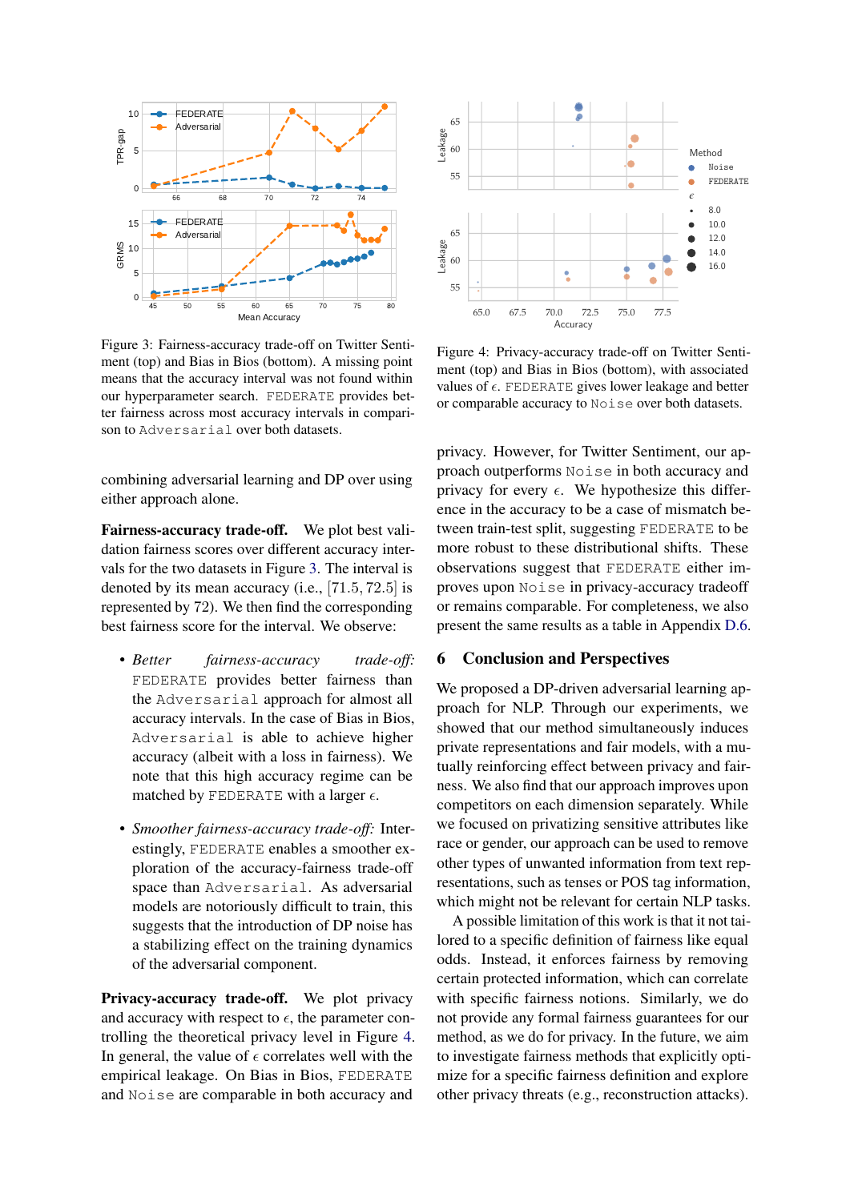TPR gap
10
5
0
FEDERATE
Adversarial
66
68
70
72
74

GRMS
15
10
5
0
FEDERATE
Adversarial
45
50
55
60
65
70
75
80
Mean Accuracy

Figure 3: Fairness-accuracy trade-off on Twitter Sentiment (top) and Bias in Bios (bottom). A missing point means that the accuracy interval was not found within our hyperparameter search. FEDERATE provides better fairness across most accuracy intervals in comparison to Adversarial over both datasets.

Leakage
65
60
55
Leakage
65
60
55
65.0
67.5
70.0
72.5
75.0
77.5
Accuracy
Method
Noise
FEDERATE
$\epsilon$
8.0
10.0
12.0
14.0
16.0

Figure 4: Privacy-accuracy trade-off on Twitter Sentiment (top) and Bias in Bios (bottom), with associated values of $\epsilon$. FEDERATE gives lower leakage and better or comparable accuracy to Noise over both datasets.

combining adversarial learning and DP over using either approach alone.

**Fairness-accuracy trade-off.** We plot best validation fairness scores over different accuracy intervals for the two datasets in Figure 3. The interval is denoted by its mean accuracy (i.e., $[71.5, 72.5]$ is represented by 72). We then find the corresponding best fairness score for the interval. We observe:

- *Better fairness-accuracy trade-off:* FEDERATE provides better fairness than the Adversarial approach for almost all accuracy intervals. In the case of Bias in Bios, Adversarial is able to achieve higher accuracy (albeit with a loss in fairness). We note that this high accuracy regime can be matched by FEDERATE with a larger $\epsilon$.
- *Smoother fairness-accuracy trade-off:* Interestingly, FEDERATE enables a smoother exploration of the accuracy-fairness trade-off space than Adversarial. As adversarial models are notoriously difficult to train, this suggests that the introduction of DP noise has a stabilizing effect on the training dynamics of the adversarial component.

**Privacy-accuracy trade-off.** We plot privacy and accuracy with respect to $\epsilon$, the parameter controlling the theoretical privacy level in Figure 4. In general, the value of $\epsilon$ correlates well with the empirical leakage. On Bias in Bios, FEDERATE and Noise are comparable in both accuracy and privacy. However, for Twitter Sentiment, our approach outperforms Noise in both accuracy and privacy for every $\epsilon$. We hypothesize this difference in the accuracy to be a case of mismatch between train-test split, suggesting FEDERATE to be more robust to these distributional shifts. These observations suggest that FEDERATE either improves upon Noise in privacy-accuracy tradeoff or remains comparable. For completeness, we also present the same results as a table in Appendix D.6.

## 6 Conclusion and Perspectives

We proposed a DP-driven adversarial learning approach for NLP. Through our experiments, we showed that our method simultaneously induces private representations and fair models, with a mutually reinforcing effect between privacy and fairness. We also find that our approach improves upon competitors on each dimension separately. While we focused on privatizing sensitive attributes like race or gender, our approach can be used to remove other types of unwanted information from text representations, such as tenses or POS tag information, which might not be relevant for certain NLP tasks.

A possible limitation of this work is that it not tailored to a specific definition of fairness like equal odds. Instead, it enforces fairness by removing certain protected information, which can correlate with specific fairness notions. Similarly, we do not provide any formal fairness guarantees for our method, as we do for privacy. In the future, we aim to investigate fairness methods that explicitly optimize for a specific fairness definition and explore other privacy threats (e.g., reconstruction attacks).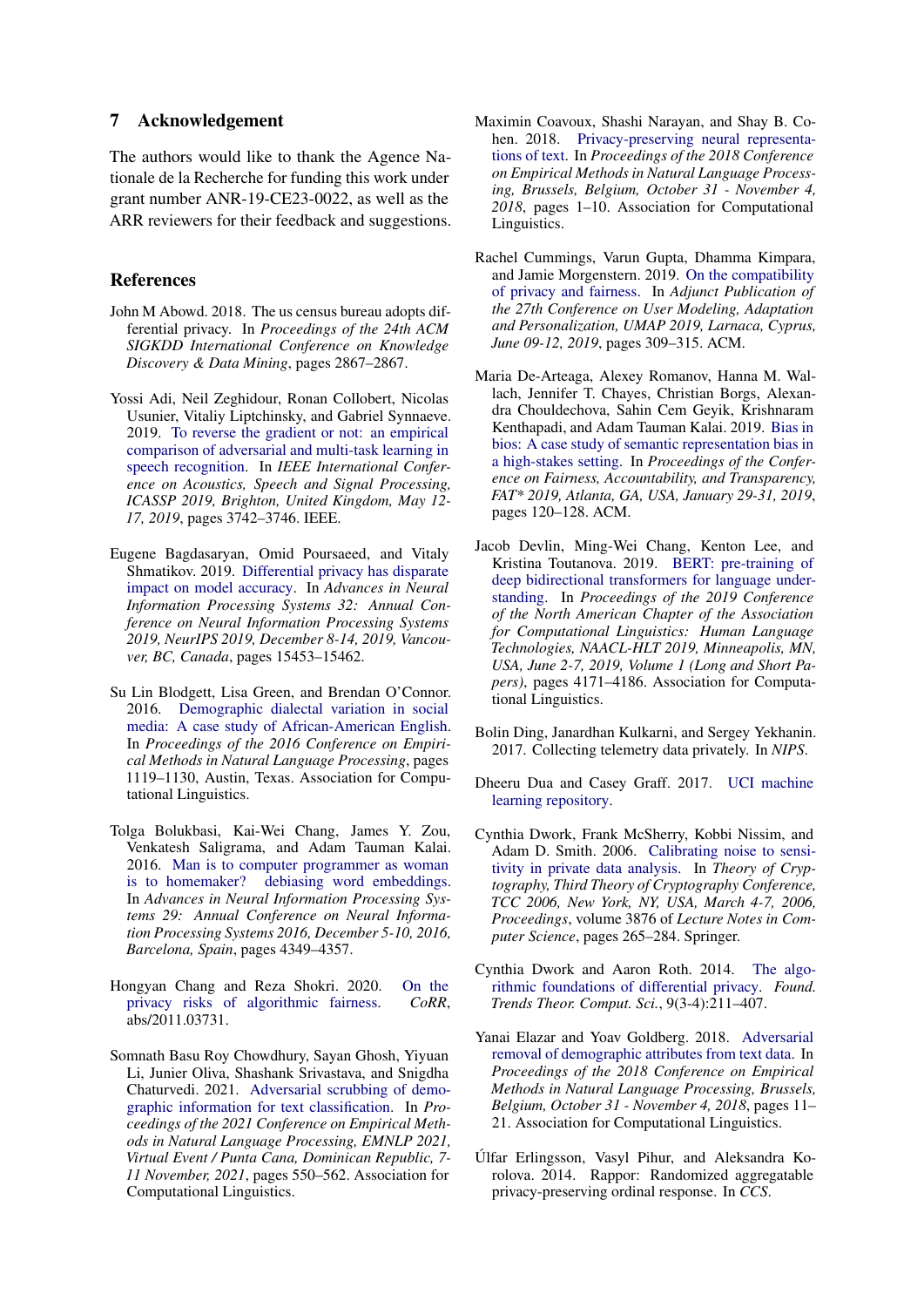## 7 Acknowledgement

The authors would like to thank the Agence Nationale de la Recherche for funding this work under grant number ANR-19-CE23-0022, as well as the ARR reviewers for their feedback and suggestions.

## References

John M Abowd. 2018. The us census bureau adopts differential privacy. In *Proceedings of the 24th ACM SIGKDD International Conference on Knowledge Discovery & Data Mining*, pages 2867–2867.

Yossi Adi, Neil Zeghidour, Ronan Collobert, Nicolas Usunier, Vitaliy Liptchinsky, and Gabriel Synnaeve. 2019. To reverse the gradient or not: an empirical comparison of adversarial and multi-task learning in speech recognition. In *IEEE International Conference on Acoustics, Speech and Signal Processing, ICASSP 2019, Brighton, United Kingdom, May 12-17, 2019*, pages 3742–3746. IEEE.

Eugene Bagdasaryan, Omid Poursaeed, and Vitaly Shmatikov. 2019. Differential privacy has disparate impact on model accuracy. In *Advances in Neural Information Processing Systems 32: Annual Conference on Neural Information Processing Systems 2019, NeurIPS 2019, December 8-14, 2019, Vancouver, BC, Canada*, pages 15453–15462.

Su Lin Blodgett, Lisa Green, and Brendan O'Connor. 2016. Demographic dialectal variation in social media: A case study of African-American English. In *Proceedings of the 2016 Conference on Empirical Methods in Natural Language Processing*, pages 1119–1130, Austin, Texas. Association for Computational Linguistics.

Tolga Bolukbasi, Kai-Wei Chang, James Y. Zou, Venkatesh Saligrama, and Adam Tauman Kalai. 2016. Man is to computer programmer as woman is to homemaker? debiasing word embeddings. In *Advances in Neural Information Processing Systems 29: Annual Conference on Neural Information Processing Systems 2016, December 5-10, 2016, Barcelona, Spain*, pages 4349–4357.

Hongyan Chang and Reza Shokri. 2020. On the privacy risks of algorithmic fairness. *CoRR*, abs/2011.03731.

Somnath Basu Roy Chowdhury, Sayan Ghosh, Yiyuan Li, Junier Oliva, Shashank Srivastava, and Snigdha Chaturvedi. 2021. Adversarial scrubbing of demographic information for text classification. In *Proceedings of the 2021 Conference on Empirical Methods in Natural Language Processing, EMNLP 2021, Virtual Event / Punta Cana, Dominican Republic, 7-11 November, 2021*, pages 550–562. Association for Computational Linguistics.

Maximin Coavoux, Shashi Narayan, and Shay B. Cohen. 2018. Privacy-preserving neural representations of text. In *Proceedings of the 2018 Conference on Empirical Methods in Natural Language Processing, Brussels, Belgium, October 31 - November 4, 2018*, pages 1–10. Association for Computational Linguistics.

Rachel Cummings, Varun Gupta, Dhamma Kimpara, and Jamie Morgenstern. 2019. On the compatibility of privacy and fairness. In *Adjunct Publication of the 27th Conference on User Modeling, Adaptation and Personalization, UMAP 2019, Larnaca, Cyprus, June 09-12, 2019*, pages 309–315. ACM.

Maria De-Arteaga, Alexey Romanov, Hanna M. Wallach, Jennifer T. Chayes, Christian Borgs, Alexandra Chouldechova, Sahin Cem Geyik, Krishnaram Kenthapadi, and Adam Tauman Kalai. 2019. Bias in bios: A case study of semantic representation bias in a high-stakes setting. In *Proceedings of the Conference on Fairness, Accountability, and Transparency, FAT\* 2019, Atlanta, GA, USA, January 29-31, 2019*, pages 120–128. ACM.

Jacob Devlin, Ming-Wei Chang, Kenton Lee, and Kristina Toutanova. 2019. BERT: pre-training of deep bidirectional transformers for language understanding. In *Proceedings of the 2019 Conference of the North American Chapter of the Association for Computational Linguistics: Human Language Technologies, NAACL-HLT 2019, Minneapolis, MN, USA, June 2-7, 2019, Volume 1 (Long and Short Papers)*, pages 4171–4186. Association for Computational Linguistics.

Bolin Ding, Janardhan Kulkarni, and Sergey Yekhanin. 2017. Collecting telemetry data privately. In *NIPS*.

Dheeru Dua and Casey Graff. 2017. UCI machine learning repository.

Cynthia Dwork, Frank McSherry, Kobbi Nissim, and Adam D. Smith. 2006. Calibrating noise to sensitivity in private data analysis. In *Theory of Cryptography, Third Theory of Cryptography Conference, TCC 2006, New York, NY, USA, March 4-7, 2006, Proceedings*, volume 3876 of *Lecture Notes in Computer Science*, pages 265–284. Springer.

Cynthia Dwork and Aaron Roth. 2014. The algorithmic foundations of differential privacy. *Found. Trends Theor. Comput. Sci.*, 9(3-4):211–407.

Yanai Elazar and Yoav Goldberg. 2018. Adversarial removal of demographic attributes from text data. In *Proceedings of the 2018 Conference on Empirical Methods in Natural Language Processing, Brussels, Belgium, October 31 - November 4, 2018*, pages 11–21. Association for Computational Linguistics.

Úlfar Erlingsson, Vasyl Pihur, and Aleksandra Korolova. 2014. Rappor: Randomized aggregatable privacy-preserving ordinal response. In *CCS*.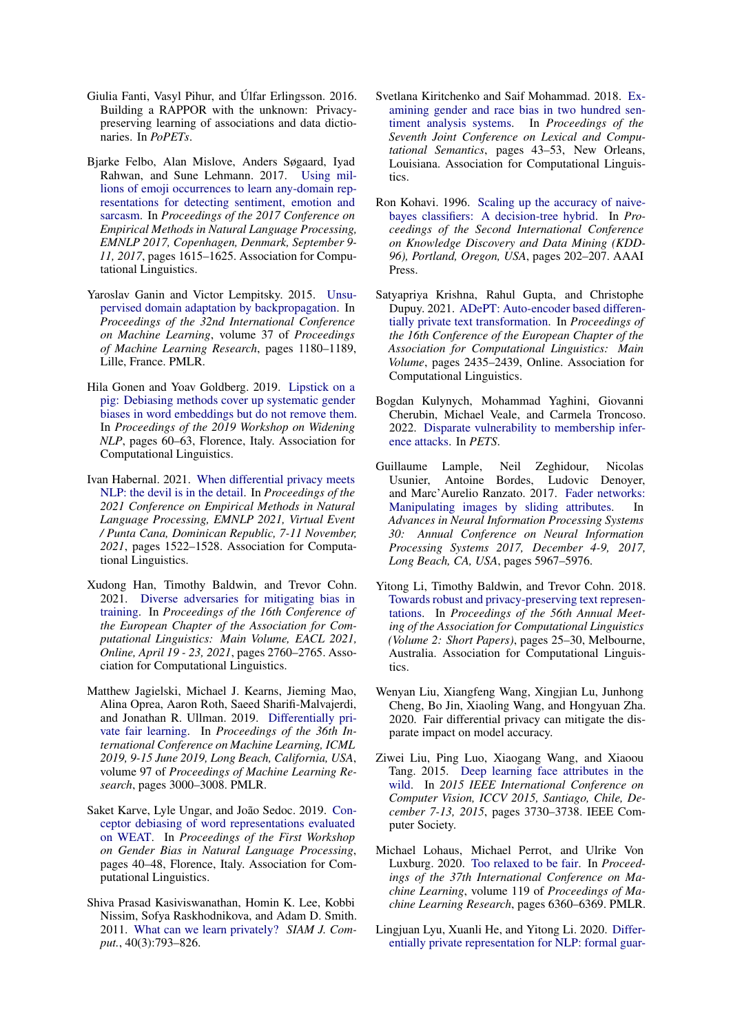Giulia Fanti, Vasyl Pihur, and Úlfar Erlingsson. 2016. Building a RAPPOR with the unknown: Privacy-preserving learning of associations and data dictionaries. In *PoPETs*.

Bjarke Felbo, Alan Mislove, Anders Søgaard, Iyad Rahwan, and Sune Lehmann. 2017. Using millions of emoji occurrences to learn any-domain representations for detecting sentiment, emotion and sarcasm. In *Proceedings of the 2017 Conference on Empirical Methods in Natural Language Processing, EMNLP 2017, Copenhagen, Denmark, September 9-11, 2017*, pages 1615–1625. Association for Computational Linguistics.

Yaroslav Ganin and Victor Lempitsky. 2015. Unsupervised domain adaptation by backpropagation. In *Proceedings of the 32nd International Conference on Machine Learning*, volume 37 of *Proceedings of Machine Learning Research*, pages 1180–1189, Lille, France. PMLR.

Hila Gonen and Yoav Goldberg. 2019. Lipstick on a pig: Debiasing methods cover up systematic gender biases in word embeddings but do not remove them. In *Proceedings of the 2019 Workshop on Widening NLP*, pages 60–63, Florence, Italy. Association for Computational Linguistics.

Ivan Habernal. 2021. When differential privacy meets NLP: the devil is in the detail. In *Proceedings of the 2021 Conference on Empirical Methods in Natural Language Processing, EMNLP 2021, Virtual Event / Punta Cana, Dominican Republic, 7-11 November, 2021*, pages 1522–1528. Association for Computational Linguistics.

Xudong Han, Timothy Baldwin, and Trevor Cohn. 2021. Diverse adversaries for mitigating bias in training. In *Proceedings of the 16th Conference of the European Chapter of the Association for Computational Linguistics: Main Volume, EACL 2021, Online, April 19 - 23, 2021*, pages 2760–2765. Association for Computational Linguistics.

Matthew Jagielski, Michael J. Kearns, Jieming Mao, Alina Oprea, Aaron Roth, Saeed Sharifi-Malvajerdi, and Jonathan R. Ullman. 2019. Differentially private fair learning. In *Proceedings of the 36th International Conference on Machine Learning, ICML 2019, 9-15 June 2019, Long Beach, California, USA*, volume 97 of *Proceedings of Machine Learning Research*, pages 3000–3008. PMLR.

Saket Karve, Lyle Ungar, and João Sedoc. 2019. Conceptor debiasing of word representations evaluated on WEAT. In *Proceedings of the First Workshop on Gender Bias in Natural Language Processing*, pages 40–48, Florence, Italy. Association for Computational Linguistics.

Shiva Prasad Kasiviswanathan, Homin K. Lee, Kobbi Nissim, Sofya Raskhodnikova, and Adam D. Smith. 2011. What can we learn privately? *SIAM J. Comput.*, 40(3):793–826.

Svetlana Kiritchenko and Saif Mohammad. 2018. Examining gender and race bias in two hundred sentiment analysis systems. In *Proceedings of the Seventh Joint Conference on Lexical and Computational Semantics*, pages 43–53, New Orleans, Louisiana. Association for Computational Linguistics.

Ron Kohavi. 1996. Scaling up the accuracy of naive-bayes classifiers: A decision-tree hybrid. In *Proceedings of the Second International Conference on Knowledge Discovery and Data Mining (KDD-96), Portland, Oregon, USA*, pages 202–207. AAAI Press.

Satyapriya Krishna, Rahul Gupta, and Christophe Dupuy. 2021. ADePT: Auto-encoder based differentially private text transformation. In *Proceedings of the 16th Conference of the European Chapter of the Association for Computational Linguistics: Main Volume*, pages 2435–2439, Online. Association for Computational Linguistics.

Bogdan Kulynych, Mohammad Yaghini, Giovanni Cherubin, Michael Veale, and Carmela Troncoso. 2022. Disparate vulnerability to membership inference attacks. In *PETS*.

Guillaume Lample, Neil Zeghidour, Nicolas Usunier, Antoine Bordes, Ludovic Denoyer, and Marc'Aurelio Ranzato. 2017. Fader networks: Manipulating images by sliding attributes. In *Advances in Neural Information Processing Systems 30: Annual Conference on Neural Information Processing Systems 2017, December 4-9, 2017, Long Beach, CA, USA*, pages 5967–5976.

Yitong Li, Timothy Baldwin, and Trevor Cohn. 2018. Towards robust and privacy-preserving text representations. In *Proceedings of the 56th Annual Meeting of the Association for Computational Linguistics (Volume 2: Short Papers)*, pages 25–30, Melbourne, Australia. Association for Computational Linguistics.

Wenyan Liu, Xiangfeng Wang, Xingjian Lu, Junhong Cheng, Bo Jin, Xiaoling Wang, and Hongyuan Zha. 2020. Fair differential privacy can mitigate the disparate impact on model accuracy.

Ziwei Liu, Ping Luo, Xiaogang Wang, and Xiaoou Tang. 2015. Deep learning face attributes in the wild. In *2015 IEEE International Conference on Computer Vision, ICCV 2015, Santiago, Chile, December 7-13, 2015*, pages 3730–3738. IEEE Computer Society.

Michael Lohaus, Michael Perrot, and Ulrike Von Luxburg. 2020. Too relaxed to be fair. In *Proceedings of the 37th International Conference on Machine Learning*, volume 119 of *Proceedings of Machine Learning Research*, pages 6360–6369. PMLR.

Lingjuan Lyu, Xuanli He, and Yitong Li. 2020. Differentially private representation for NLP: formal guar-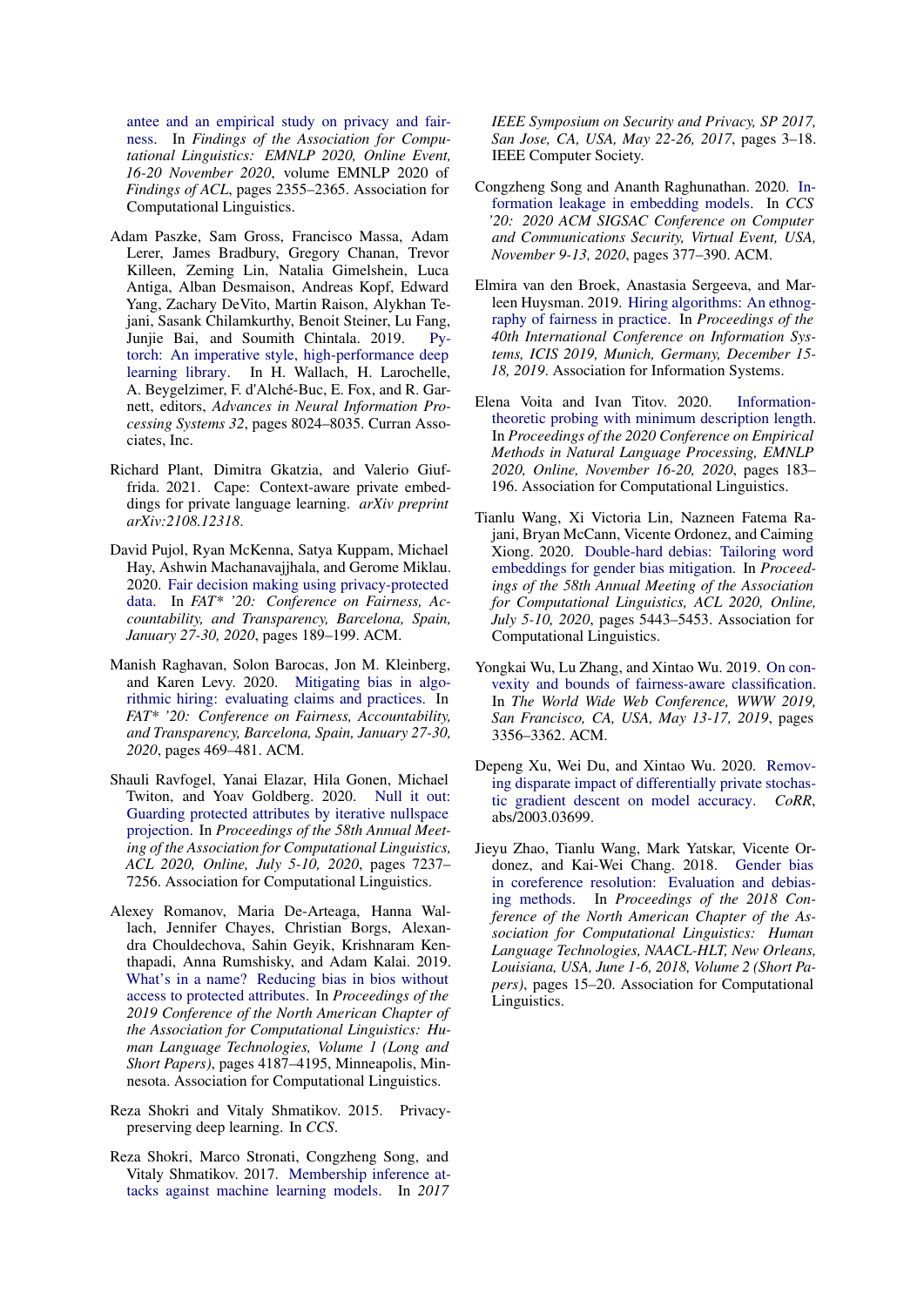antee and an empirical study on privacy and fairness. In *Findings of the Association for Computational Linguistics: EMNLP 2020, Online Event, 16-20 November 2020*, volume EMNLP 2020 of *Findings of ACL*, pages 2355–2365. Association for Computational Linguistics.

Adam Paszke, Sam Gross, Francisco Massa, Adam Lerer, James Bradbury, Gregory Chanan, Trevor Killeen, Zeming Lin, Natalia Gimelshein, Luca Antiga, Alban Desmaison, Andreas Kopf, Edward Yang, Zachary DeVito, Martin Raison, Alykhan Tejani, Sasank Chilamkurthy, Benoit Steiner, Lu Fang, Junjie Bai, and Soumith Chintala. 2019. Pytorch: An imperative style, high-performance deep learning library. In H. Wallach, H. Larochelle, A. Beygelzimer, F. d'Alché-Buc, E. Fox, and R. Garnett, editors, *Advances in Neural Information Processing Systems 32*, pages 8024–8035. Curran Associates, Inc.

Richard Plant, Dimitra Gkatzia, and Valerio Giuffrida. 2021. Cape: Context-aware private embeddings for private language learning. *arXiv preprint arXiv:2108.12318*.

David Pujol, Ryan McKenna, Satya Kuppam, Michael Hay, Ashwin Machanavajjhala, and Gerome Miklau. 2020. Fair decision making using privacy-protected data. In *FAT\* '20: Conference on Fairness, Accountability, and Transparency, Barcelona, Spain, January 27-30, 2020*, pages 189–199. ACM.

Manish Raghavan, Solon Barocas, Jon M. Kleinberg, and Karen Levy. 2020. Mitigating bias in algorithmic hiring: evaluating claims and practices. In *FAT\* '20: Conference on Fairness, Accountability, and Transparency, Barcelona, Spain, January 27-30, 2020*, pages 469–481. ACM.

Shauli Ravfogel, Yanai Elazar, Hila Gonen, Michael Twiton, and Yoav Goldberg. 2020. Null it out: Guarding protected attributes by iterative nullspace projection. In *Proceedings of the 58th Annual Meeting of the Association for Computational Linguistics, ACL 2020, Online, July 5-10, 2020*, pages 7237–7256. Association for Computational Linguistics.

Alexey Romanov, Maria De-Arteaga, Hanna Wallach, Jennifer Chayes, Christian Borgs, Alexandra Chouldechova, Sahin Geyik, Krishnaram Kenthapadi, Anna Rumshisky, and Adam Kalai. 2019. What's in a name? Reducing bias in bios without access to protected attributes. In *Proceedings of the 2019 Conference of the North American Chapter of the Association for Computational Linguistics: Human Language Technologies, Volume 1 (Long and Short Papers)*, pages 4187–4195, Minneapolis, Minnesota. Association for Computational Linguistics.

Reza Shokri and Vitaly Shmatikov. 2015. Privacy-preserving deep learning. In *CCS*.

Reza Shokri, Marco Stronati, Congzheng Song, and Vitaly Shmatikov. 2017. Membership inference attacks against machine learning models. In *2017 IEEE Symposium on Security and Privacy, SP 2017, San Jose, CA, USA, May 22-26, 2017*, pages 3–18. IEEE Computer Society.

Congzheng Song and Ananth Raghunathan. 2020. Information leakage in embedding models. In *CCS '20: 2020 ACM SIGSAC Conference on Computer and Communications Security, Virtual Event, USA, November 9-13, 2020*, pages 377–390. ACM.

Elmira van den Broek, Anastasia Sergeeva, and Marleen Huysman. 2019. Hiring algorithms: An ethnography of fairness in practice. In *Proceedings of the 40th International Conference on Information Systems, ICIS 2019, Munich, Germany, December 15-18, 2019*. Association for Information Systems.

Elena Voita and Ivan Titov. 2020. Information-theoretic probing with minimum description length. In *Proceedings of the 2020 Conference on Empirical Methods in Natural Language Processing, EMNLP 2020, Online, November 16-20, 2020*, pages 183–196. Association for Computational Linguistics.

Tianlu Wang, Xi Victoria Lin, Nazneen Fatema Rajani, Bryan McCann, Vicente Ordonez, and Caiming Xiong. 2020. Double-hard debias: Tailoring word embeddings for gender bias mitigation. In *Proceedings of the 58th Annual Meeting of the Association for Computational Linguistics, ACL 2020, Online, July 5-10, 2020*, pages 5443–5453. Association for Computational Linguistics.

Yongkai Wu, Lu Zhang, and Xintao Wu. 2019. On convexity and bounds of fairness-aware classification. In *The World Wide Web Conference, WWW 2019, San Francisco, CA, USA, May 13-17, 2019*, pages 3356–3362. ACM.

Depeng Xu, Wei Du, and Xintao Wu. 2020. Removing disparate impact of differentially private stochastic gradient descent on model accuracy. *CoRR*, abs/2003.03699.

Jieyu Zhao, Tianlu Wang, Mark Yatskar, Vicente Ordonez, and Kai-Wei Chang. 2018. Gender bias in coreference resolution: Evaluation and debiasing methods. In *Proceedings of the 2018 Conference of the North American Chapter of the Association for Computational Linguistics: Human Language Technologies, NAACL-HLT, New Orleans, Louisiana, USA, June 1-6, 2018, Volume 2 (Short Papers)*, pages 15–20. Association for Computational Linguistics.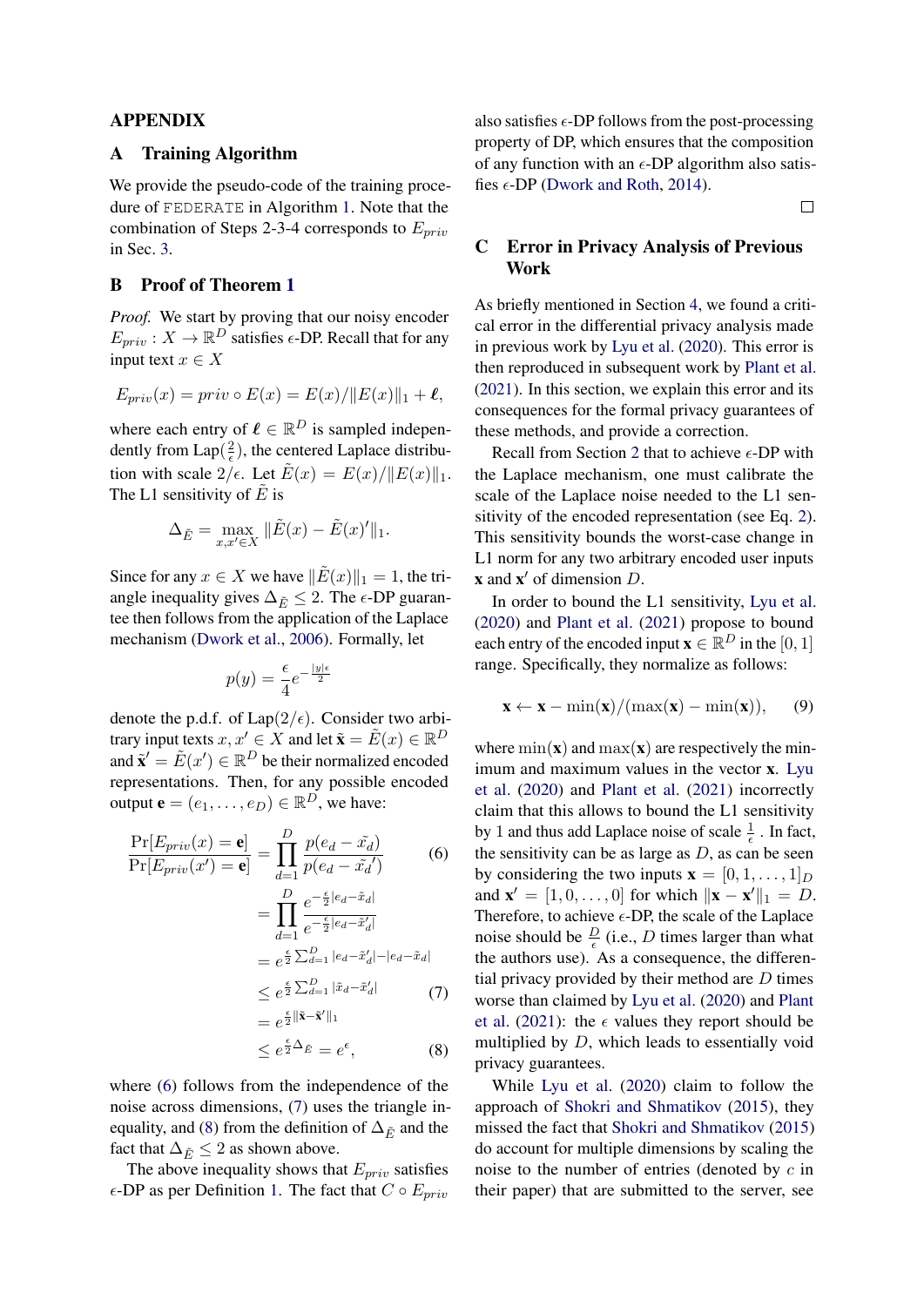# APPENDIX

## A Training Algorithm

We provide the pseudo-code of the training procedure of FEDERATE in Algorithm 1. Note that the combination of Steps 2-3-4 corresponds to $E_{priv}$ in Sec. 3.

## B Proof of Theorem 1

*Proof.* We start by proving that our noisy encoder $E_{priv} : X \to \mathbb{R}^D$ satisfies $\epsilon$-DP. Recall that for any input text $x \in X$

$$E_{priv}(x) = priv \circ E(x) = E(x)/\|E(x)\|_1 + \boldsymbol{\ell},$$

where each entry of $\boldsymbol{\ell} \in \mathbb{R}^D$ is sampled independently from $\text{Lap}(\frac{2}{\epsilon})$, the centered Laplace distribution with scale $2/\epsilon$. Let $\tilde{E}(x) = E(x)/\|E(x)\|_1$. The L1 sensitivity of $\tilde{E}$ is

$$\Delta_{\tilde{E}} = \max_{x,x' \in X} \|\tilde{E}(x) - \tilde{E}(x)'\|_1.$$

Since for any $x \in X$ we have $\|\tilde{E}(x)\|_1 = 1$, the triangle inequality gives $\Delta_{\tilde{E}} \leq 2$. The $\epsilon$-DP guarantee then follows from the application of the Laplace mechanism (Dwork et al., 2006). Formally, let

$$p(y) = \frac{\epsilon}{4} e^{-\frac{|y|\epsilon}{2}}$$

denote the p.d.f. of $\text{Lap}(2/\epsilon)$. Consider two arbitrary input texts $x, x' \in X$ and let $\tilde{\mathbf{x}} = \tilde{E}(x) \in \mathbb{R}^D$ and $\tilde{\mathbf{x}}' = \tilde{E}(x') \in \mathbb{R}^D$ be their normalized encoded representations. Then, for any possible encoded output $\mathbf{e} = (e_1, \ldots, e_D) \in \mathbb{R}^D$, we have:

$$
\begin{aligned}
\frac{\Pr[E_{priv}(x) = \mathbf{e}]}{\Pr[E_{priv}(x') = \mathbf{e}]} &= \prod_{d=1}^{D} \frac{p(e_d - \tilde{x_d})}{p(e_d - \tilde{x_d}')} \quad (6)\\
&= \prod_{d=1}^{D} \frac{e^{-\frac{\epsilon}{2}|e_d - \tilde{x}_d|}}{e^{-\frac{\epsilon}{2}|e_d - \tilde{x}'_d|}}\\
&= e^{\frac{\epsilon}{2}\sum_{d=1}^{D} |e_d - \tilde{x}'_d| - |e_d - \tilde{x}_d|}\\
&\leq e^{\frac{\epsilon}{2}\sum_{d=1}^{D} |\tilde{x}_d - \tilde{x}'_d|} \quad (7)\\
&= e^{\frac{\epsilon}{2}\|\tilde{\mathbf{x}} - \tilde{\mathbf{x}}'\|_1}\\
&\leq e^{\frac{\epsilon}{2}\Delta_{\tilde{E}}} = e^{\epsilon}, \quad (8)
\end{aligned}
$$

where (6) follows from the independence of the noise across dimensions, (7) uses the triangle inequality, and (8) from the definition of $\Delta_{\tilde{E}}$ and the fact that $\Delta_{\tilde{E}} \leq 2$ as shown above.

The above inequality shows that $E_{priv}$ satisfies $\epsilon$-DP as per Definition 1. The fact that $C \circ E_{priv}$ also satisfies $\epsilon$-DP follows from the post-processing property of DP, which ensures that the composition of any function with an $\epsilon$-DP algorithm also satisfies $\epsilon$-DP (Dwork and Roth, 2014). □

## C Error in Privacy Analysis of Previous Work

As briefly mentioned in Section 4, we found a critical error in the differential privacy analysis made in previous work by Lyu et al. (2020). This error is then reproduced in subsequent work by Plant et al. (2021). In this section, we explain this error and its consequences for the formal privacy guarantees of these methods, and provide a correction.

Recall from Section 2 that to achieve $\epsilon$-DP with the Laplace mechanism, one must calibrate the scale of the Laplace noise needed to the L1 sensitivity of the encoded representation (see Eq. 2). This sensitivity bounds the worst-case change in L1 norm for any two arbitrary encoded user inputs $\mathbf{x}$ and $\mathbf{x}'$ of dimension $D$.

In order to bound the L1 sensitivity, Lyu et al. (2020) and Plant et al. (2021) propose to bound each entry of the encoded input $\mathbf{x} \in \mathbb{R}^D$ in the $[0, 1]$ range. Specifically, they normalize as follows:

$$\mathbf{x} \leftarrow \mathbf{x} - \min(\mathbf{x})/(\max(\mathbf{x}) - \min(\mathbf{x})), \quad (9)$$

where $\min(\mathbf{x})$ and $\max(\mathbf{x})$ are respectively the minimum and maximum values in the vector $\mathbf{x}$. Lyu et al. (2020) and Plant et al. (2021) incorrectly claim that this allows to bound the L1 sensitivity by 1 and thus add Laplace noise of scale $\frac{1}{\epsilon}$. In fact, the sensitivity can be as large as $D$, as can be seen by considering the two inputs $\mathbf{x} = [0, 1, \ldots, 1]_D$ and $\mathbf{x}' = [1, 0, \ldots, 0]$ for which $\|\mathbf{x} - \mathbf{x}'\|_1 = D$. Therefore, to achieve $\epsilon$-DP, the scale of the Laplace noise should be $\frac{D}{\epsilon}$ (i.e., $D$ times larger than what the authors use). As a consequence, the differential privacy provided by their method are $D$ times worse than claimed by Lyu et al. (2020) and Plant et al. (2021): the $\epsilon$ values they report should be multiplied by $D$, which leads to essentially void privacy guarantees.

While Lyu et al. (2020) claim to follow the approach of Shokri and Shmatikov (2015), they missed the fact that Shokri and Shmatikov (2015) do account for multiple dimensions by scaling the noise to the number of entries (denoted by $c$ in their paper) that are submitted to the server, see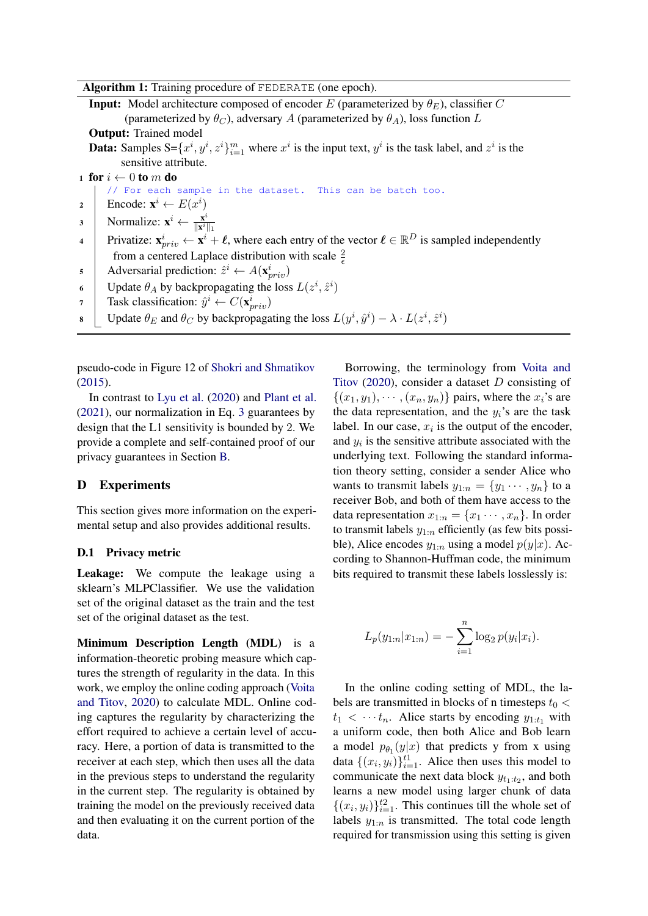**Algorithm 1:** Training procedure of FEDERATE (one epoch).

**Input:** Model architecture composed of encoder $E$ (parameterized by $\theta_E$), classifier $C$ (parameterized by $\theta_C$), adversary $A$ (parameterized by $\theta_A$), loss function $L$

**Output:** Trained model

**Data:** Samples S=$\{x^i, y^i, z^i\}_{i=1}^m$ where $x^i$ is the input text, $y^i$ is the task label, and $z^i$ is the sensitive attribute.

```
1 for i ← 0 to m do
      // For each sample in the dataset. This can be batch too.
2     Encode: x^i ← E(x^i)
3     Normalize: x^i ← x^i / ||x^i||_1
4     Privatize: x^i_priv ← x^i + ℓ, where each entry of the vector ℓ ∈ R^D is sampled independently
      from a centered Laplace distribution with scale 2/ε
5     Adversarial prediction: ẑ^i ← A(x^i_priv)
6     Update θ_A by backpropagating the loss L(z^i, ẑ^i)
7     Task classification: ŷ^i ← C(x^i_priv)
8     Update θ_E and θ_C by backpropagating the loss L(y^i, ŷ^i) − λ · L(z^i, ẑ^i)
```

pseudo-code in Figure 12 of Shokri and Shmatikov (2015).

In contrast to Lyu et al. (2020) and Plant et al. (2021), our normalization in Eq. 3 guarantees by design that the L1 sensitivity is bounded by 2. We provide a complete and self-contained proof of our privacy guarantees in Section B.

## D Experiments

This section gives more information on the experimental setup and also provides additional results.

### D.1 Privacy metric

**Leakage:** We compute the leakage using a sklearn's MLPClassifier. We use the validation set of the original dataset as the train and the test set of the original dataset as the test.

**Minimum Description Length (MDL)** is a information-theoretic probing measure which captures the strength of regularity in the data. In this work, we employ the online coding approach (Voita and Titov, 2020) to calculate MDL. Online coding captures the regularity by characterizing the effort required to achieve a certain level of accuracy. Here, a portion of data is transmitted to the receiver at each step, which then uses all the data in the previous steps to understand the regularity in the current step. The regularity is obtained by training the model on the previously received data and then evaluating it on the current portion of the data.

Borrowing, the terminology from Voita and Titov (2020), consider a dataset $D$ consisting of $\{(x_1, y_1), \cdots, (x_n, y_n)\}$ pairs, where the $x_i$'s are the data representation, and the $y_i$'s are the task label. In our case, $x_i$ is the output of the encoder, and $y_i$ is the sensitive attribute associated with the underlying text. Following the standard information theory setting, consider a sender Alice who wants to transmit labels $y_{1:n} = \{y_1 \cdots, y_n\}$ to a receiver Bob, and both of them have access to the data representation $x_{1:n} = \{x_1 \cdots, x_n\}$. In order to transmit labels $y_{1:n}$ efficiently (as few bits possible), Alice encodes $y_{1:n}$ using a model $p(y|x)$. According to Shannon-Huffman code, the minimum bits required to transmit these labels losslessly is:

$$L_p(y_{1:n}|x_{1:n}) = -\sum_{i=1}^{n} \log_2 p(y_i|x_i).$$

In the online coding setting of MDL, the labels are transmitted in blocks of n timesteps $t_0 < t_1 < \cdots t_n$. Alice starts by encoding $y_{1:t_1}$ with a uniform code, then both Alice and Bob learn a model $p_{\theta_1}(y|x)$ that predicts y from x using data $\{(x_i, y_i)\}_{i=1}^{t1}$. Alice then uses this model to communicate the next data block $y_{t_1:t_2}$, and both learns a new model using larger chunk of data $\{(x_i, y_i)\}_{i=1}^{t2}$. This continues till the whole set of labels $y_{1:n}$ is transmitted. The total code length required for transmission using this setting is given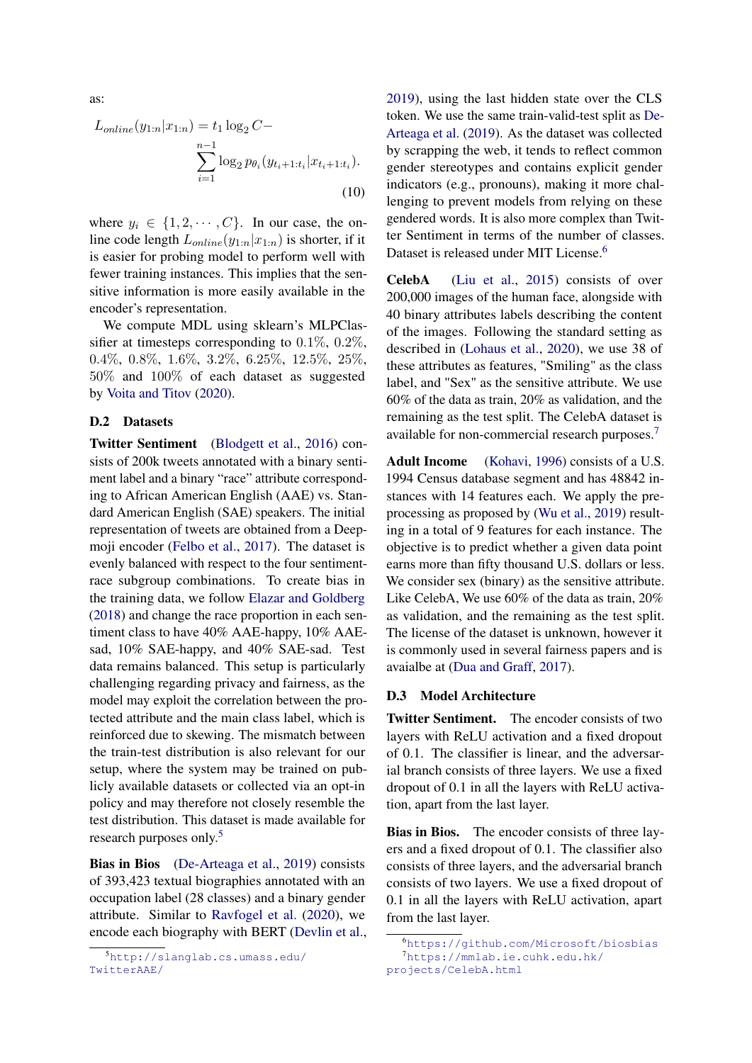as:

$$L_{online}(y_{1:n}|x_{1:n}) = t_1 \log_2 C - \sum_{i=1}^{n-1} \log_2 p_{\theta_i}(y_{t_i+1:t_i}|x_{t_i+1:t_i}). \quad (10)$$

where $y_i \in \{1, 2, \cdots, C\}$. In our case, the online code length $L_{online}(y_{1:n}|x_{1:n})$ is shorter, if it is easier for probing model to perform well with fewer training instances. This implies that the sensitive information is more easily available in the encoder's representation.

We compute MDL using sklearn's MLPClassifier at timesteps corresponding to 0.1%, 0.2%, 0.4%, 0.8%, 1.6%, 3.2%, 6.25%, 12.5%, 25%, 50% and 100% of each dataset as suggested by Voita and Titov (2020).

### D.2 Datasets

**Twitter Sentiment** (Blodgett et al., 2016) consists of 200k tweets annotated with a binary sentiment label and a binary "race" attribute corresponding to African American English (AAE) vs. Standard American English (SAE) speakers. The initial representation of tweets are obtained from a Deepmoji encoder (Felbo et al., 2017). The dataset is evenly balanced with respect to the four sentiment-race subgroup combinations. To create bias in the training data, we follow Elazar and Goldberg (2018) and change the race proportion in each sentiment class to have 40% AAE-happy, 10% AAE-sad, 10% SAE-happy, and 40% SAE-sad. Test data remains balanced. This setup is particularly challenging regarding privacy and fairness, as the model may exploit the correlation between the protected attribute and the main class label, which is reinforced due to skewing. The mismatch between the train-test distribution is also relevant for our setup, where the system may be trained on publicly available datasets or collected via an opt-in policy and may therefore not closely resemble the test distribution. This dataset is made available for research purposes only.[5]

**Bias in Bios** (De-Arteaga et al., 2019) consists of 393,423 textual biographies annotated with an occupation label (28 classes) and a binary gender attribute. Similar to Ravfogel et al. (2020), we encode each biography with BERT (Devlin et al., 2019), using the last hidden state over the CLS token. We use the same train-valid-test split as De-Arteaga et al. (2019). As the dataset was collected by scrapping the web, it tends to reflect common gender stereotypes and contains explicit gender indicators (e.g., pronouns), making it more challenging to prevent models from relying on these gendered words. It is also more complex than Twitter Sentiment in terms of the number of classes. Dataset is released under MIT License.[6]

**CelebA** (Liu et al., 2015) consists of over 200,000 images of the human face, alongside with 40 binary attributes labels describing the content of the images. Following the standard setting as described in (Lohaus et al., 2020), we use 38 of these attributes as features, "Smiling" as the class label, and "Sex" as the sensitive attribute. We use 60% of the data as train, 20% as validation, and the remaining as the test split. The CelebA dataset is available for non-commercial research purposes.[7]

**Adult Income** (Kohavi, 1996) consists of a U.S. 1994 Census database segment and has 48842 instances with 14 features each. We apply the preprocessing as proposed by (Wu et al., 2019) resulting in a total of 9 features for each instance. The objective is to predict whether a given data point earns more than fifty thousand U.S. dollars or less. We consider sex (binary) as the sensitive attribute. Like CelebA, We use 60% of the data as train, 20% as validation, and the remaining as the test split. The license of the dataset is unknown, however it is commonly used in several fairness papers and is avaialbe at (Dua and Graff, 2017).

### D.3 Model Architecture

**Twitter Sentiment.** The encoder consists of two layers with ReLU activation and a fixed dropout of 0.1. The classifier is linear, and the adversarial branch consists of three layers. We use a fixed dropout of 0.1 in all the layers with ReLU activation, apart from the last layer.

**Bias in Bios.** The encoder consists of three layers and a fixed dropout of 0.1. The classifier also consists of three layers, and the adversarial branch consists of two layers. We use a fixed dropout of 0.1 in all the layers with ReLU activation, apart from the last layer.

[5] http://slanglab.cs.umass.edu/TwitterAAE/

[6] https://github.com/Microsoft/biosbias

[7] https://mmlab.ie.cuhk.edu.hk/projects/CelebA.html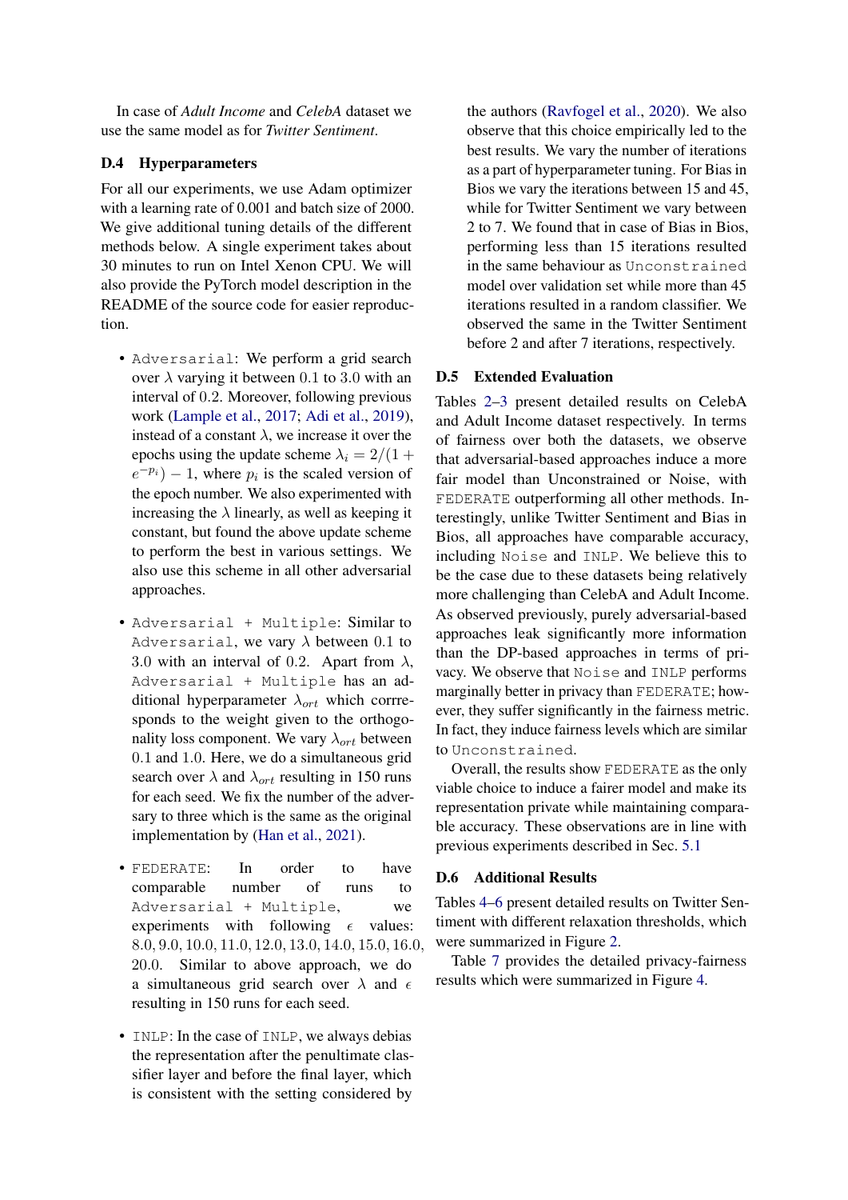In case of *Adult Income* and *CelebA* dataset we use the same model as for *Twitter Sentiment*.

### D.4 Hyperparameters

For all our experiments, we use Adam optimizer with a learning rate of 0.001 and batch size of 2000. We give additional tuning details of the different methods below. A single experiment takes about 30 minutes to run on Intel Xenon CPU. We will also provide the PyTorch model description in the README of the source code for easier reproduction.

- `Adversarial`: We perform a grid search over $\lambda$ varying it between 0.1 to 3.0 with an interval of 0.2. Moreover, following previous work (Lample et al., 2017; Adi et al., 2019), instead of a constant $\lambda$, we increase it over the epochs using the update scheme $\lambda_i = 2/(1 + e^{-p_i}) - 1$, where $p_i$ is the scaled version of the epoch number. We also experimented with increasing the $\lambda$ linearly, as well as keeping it constant, but found the above update scheme to perform the best in various settings. We also use this scheme in all other adversarial approaches.

- `Adversarial + Multiple`: Similar to `Adversarial`, we vary $\lambda$ between 0.1 to 3.0 with an interval of 0.2. Apart from $\lambda$, `Adversarial + Multiple` has an additional hyperparameter $\lambda_{ort}$ which corrresponds to the weight given to the orthogonality loss component. We vary $\lambda_{ort}$ between 0.1 and 1.0. Here, we do a simultaneous grid search over $\lambda$ and $\lambda_{ort}$ resulting in 150 runs for each seed. We fix the number of the adversary to three which is the same as the original implementation by (Han et al., 2021).

- `FEDERATE`: In order to have comparable number of runs to `Adversarial + Multiple`, we experiments with following $\epsilon$ values: 8.0, 9.0, 10.0, 11.0, 12.0, 13.0, 14.0, 15.0, 16.0, 20.0. Similar to above approach, we do a simultaneous grid search over $\lambda$ and $\epsilon$ resulting in 150 runs for each seed.

- `INLP`: In the case of `INLP`, we always debias the representation after the penultimate classifier layer and before the final layer, which is consistent with the setting considered by the authors (Ravfogel et al., 2020). We also observe that this choice empirically led to the best results. We vary the number of iterations as a part of hyperparameter tuning. For Bias in Bios we vary the iterations between 15 and 45, while for Twitter Sentiment we vary between 2 to 7. We found that in case of Bias in Bios, performing less than 15 iterations resulted in the same behaviour as `Unconstrained` model over validation set while more than 45 iterations resulted in a random classifier. We observed the same in the Twitter Sentiment before 2 and after 7 iterations, respectively.

### D.5 Extended Evaluation

Tables 2–3 present detailed results on CelebA and Adult Income dataset respectively. In terms of fairness over both the datasets, we observe that adversarial-based approaches induce a more fair model than Unconstrained or Noise, with `FEDERATE` outperforming all other methods. Interestingly, unlike Twitter Sentiment and Bias in Bios, all approaches have comparable accuracy, including `Noise` and `INLP`. We believe this to be the case due to these datasets being relatively more challenging than CelebA and Adult Income. As observed previously, purely adversarial-based approaches leak significantly more information than the DP-based approaches in terms of privacy. We observe that `Noise` and `INLP` performs marginally better in privacy than `FEDERATE`; however, they suffer significantly in the fairness metric. In fact, they induce fairness levels which are similar to `Unconstrained`.

Overall, the results show `FEDERATE` as the only viable choice to induce a fairer model and make its representation private while maintaining comparable accuracy. These observations are in line with previous experiments described in Sec. 5.1

### D.6 Additional Results

Tables 4–6 present detailed results on Twitter Sentiment with different relaxation thresholds, which were summarized in Figure 2.

Table 7 provides the detailed privacy-fairness results which were summarized in Figure 4.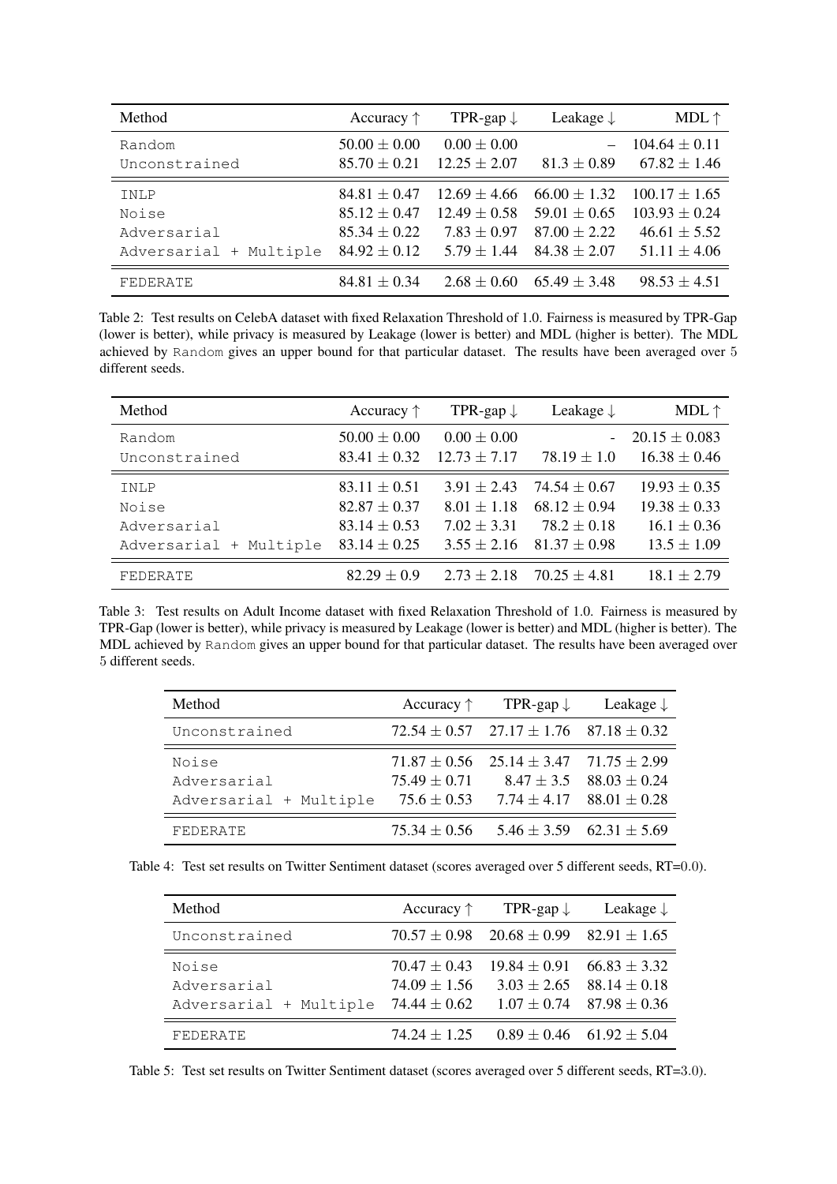| Method | Accuracy ↑ | TPR-gap ↓ | Leakage ↓ | MDL ↑ |
|---|---|---|---|---|
| Random | $50.00 \pm 0.00$ | $0.00 \pm 0.00$ | – | $104.64 \pm 0.11$ |
| Unconstrained | $85.70 \pm 0.21$ | $12.25 \pm 2.07$ | $81.3 \pm 0.89$ | $67.82 \pm 1.46$ |
| INLP | $84.81 \pm 0.47$ | $12.69 \pm 4.66$ | $66.00 \pm 1.32$ | $100.17 \pm 1.65$ |
| Noise | $85.12 \pm 0.47$ | $12.49 \pm 0.58$ | $59.01 \pm 0.65$ | $103.93 \pm 0.24$ |
| Adversarial | $85.34 \pm 0.22$ | $7.83 \pm 0.97$ | $87.00 \pm 2.22$ | $46.61 \pm 5.52$ |
| Adversarial + Multiple | $84.92 \pm 0.12$ | $5.79 \pm 1.44$ | $84.38 \pm 2.07$ | $51.11 \pm 4.06$ |
| FEDERATE | $84.81 \pm 0.34$ | $2.68 \pm 0.60$ | $65.49 \pm 3.48$ | $98.53 \pm 4.51$ |

Table 2: Test results on CelebA dataset with fixed Relaxation Threshold of 1.0. Fairness is measured by TPR-Gap (lower is better), while privacy is measured by Leakage (lower is better) and MDL (higher is better). The MDL achieved by Random gives an upper bound for that particular dataset. The results have been averaged over 5 different seeds.

| Method | Accuracy ↑ | TPR-gap ↓ | Leakage ↓ | MDL ↑ |
|---|---|---|---|---|
| Random | $50.00 \pm 0.00$ | $0.00 \pm 0.00$ | - | $20.15 \pm 0.083$ |
| Unconstrained | $83.41 \pm 0.32$ | $12.73 \pm 7.17$ | $78.19 \pm 1.0$ | $16.38 \pm 0.46$ |
| INLP | $83.11 \pm 0.51$ | $3.91 \pm 2.43$ | $74.54 \pm 0.67$ | $19.93 \pm 0.35$ |
| Noise | $82.87 \pm 0.37$ | $8.01 \pm 1.18$ | $68.12 \pm 0.94$ | $19.38 \pm 0.33$ |
| Adversarial | $83.14 \pm 0.53$ | $7.02 \pm 3.31$ | $78.2 \pm 0.18$ | $16.1 \pm 0.36$ |
| Adversarial + Multiple | $83.14 \pm 0.25$ | $3.55 \pm 2.16$ | $81.37 \pm 0.98$ | $13.5 \pm 1.09$ |
| FEDERATE | $82.29 \pm 0.9$ | $2.73 \pm 2.18$ | $70.25 \pm 4.81$ | $18.1 \pm 2.79$ |

Table 3: Test results on Adult Income dataset with fixed Relaxation Threshold of 1.0. Fairness is measured by TPR-Gap (lower is better), while privacy is measured by Leakage (lower is better) and MDL (higher is better). The MDL achieved by Random gives an upper bound for that particular dataset. The results have been averaged over 5 different seeds.

| Method | Accuracy ↑ | TPR-gap ↓ | Leakage ↓ |
|---|---|---|---|
| Unconstrained | $72.54 \pm 0.57$ | $27.17 \pm 1.76$ | $87.18 \pm 0.32$ |
| Noise | $71.87 \pm 0.56$ | $25.14 \pm 3.47$ | $71.75 \pm 2.99$ |
| Adversarial | $75.49 \pm 0.71$ | $8.47 \pm 3.5$ | $88.03 \pm 0.24$ |
| Adversarial + Multiple | $75.6 \pm 0.53$ | $7.74 \pm 4.17$ | $88.01 \pm 0.28$ |
| FEDERATE | $75.34 \pm 0.56$ | $5.46 \pm 3.59$ | $62.31 \pm 5.69$ |

Table 4: Test set results on Twitter Sentiment dataset (scores averaged over 5 different seeds, RT=0.0).

| Method | Accuracy ↑ | TPR-gap ↓ | Leakage ↓ |
|---|---|---|---|
| Unconstrained | $70.57 \pm 0.98$ | $20.68 \pm 0.99$ | $82.91 \pm 1.65$ |
| Noise | $70.47 \pm 0.43$ | $19.84 \pm 0.91$ | $66.83 \pm 3.32$ |
| Adversarial | $74.09 \pm 1.56$ | $3.03 \pm 2.65$ | $88.14 \pm 0.18$ |
| Adversarial + Multiple | $74.44 \pm 0.62$ | $1.07 \pm 0.74$ | $87.98 \pm 0.36$ |
| FEDERATE | $74.24 \pm 1.25$ | $0.89 \pm 0.46$ | $61.92 \pm 5.04$ |

Table 5: Test set results on Twitter Sentiment dataset (scores averaged over 5 different seeds, RT=3.0).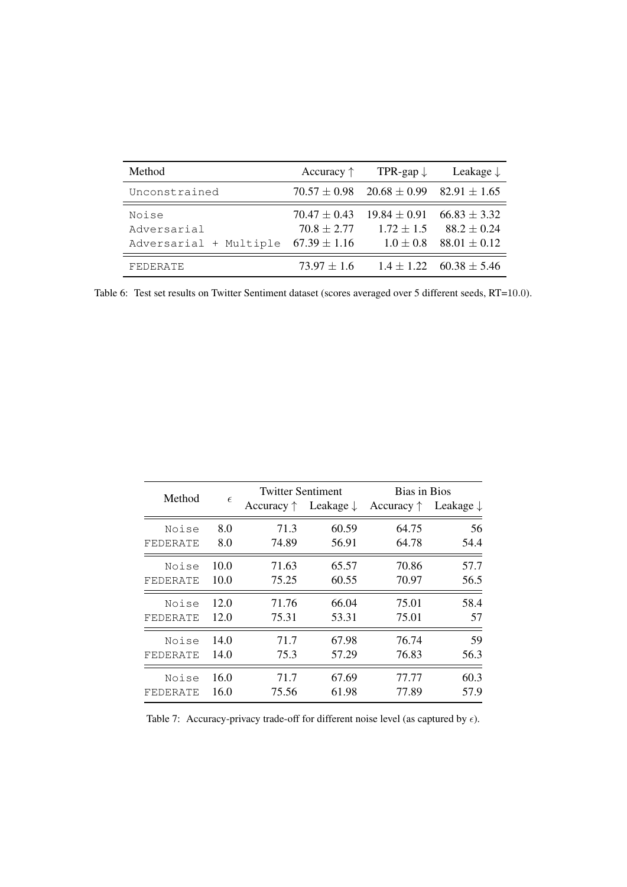| Method | Accuracy ↑ | TPR-gap ↓ | Leakage ↓ |
|---|---|---|---|
| Unconstrained | $70.57 \pm 0.98$ | $20.68 \pm 0.99$ | $82.91 \pm 1.65$ |
| Noise | $70.47 \pm 0.43$ | $19.84 \pm 0.91$ | $66.83 \pm 3.32$ |
| Adversarial | $70.8 \pm 2.77$ | $1.72 \pm 1.5$ | $88.2 \pm 0.24$ |
| Adversarial + Multiple | $67.39 \pm 1.16$ | $1.0 \pm 0.8$ | $88.01 \pm 0.12$ |
| FEDERATE | $73.97 \pm 1.6$ | $1.4 \pm 1.22$ | $60.38 \pm 5.46$ |

Table 6: Test set results on Twitter Sentiment dataset (scores averaged over 5 different seeds, RT=10.0).

| Method | $\epsilon$ | Twitter Sentiment | | Bias in Bios | |
|---|---|---|---|---|---|
| | | Accuracy ↑ | Leakage ↓ | Accuracy ↑ | Leakage ↓ |
| Noise | 8.0 | 71.3 | 60.59 | 64.75 | 56 |
| FEDERATE | 8.0 | 74.89 | 56.91 | 64.78 | 54.4 |
| Noise | 10.0 | 71.63 | 65.57 | 70.86 | 57.7 |
| FEDERATE | 10.0 | 75.25 | 60.55 | 70.97 | 56.5 |
| Noise | 12.0 | 71.76 | 66.04 | 75.01 | 58.4 |
| FEDERATE | 12.0 | 75.31 | 53.31 | 75.01 | 57 |
| Noise | 14.0 | 71.7 | 67.98 | 76.74 | 59 |
| FEDERATE | 14.0 | 75.3 | 57.29 | 76.83 | 56.3 |
| Noise | 16.0 | 71.7 | 67.69 | 77.77 | 60.3 |
| FEDERATE | 16.0 | 75.56 | 61.98 | 77.89 | 57.9 |

Table 7: Accuracy-privacy trade-off for different noise level (as captured by $\epsilon$).